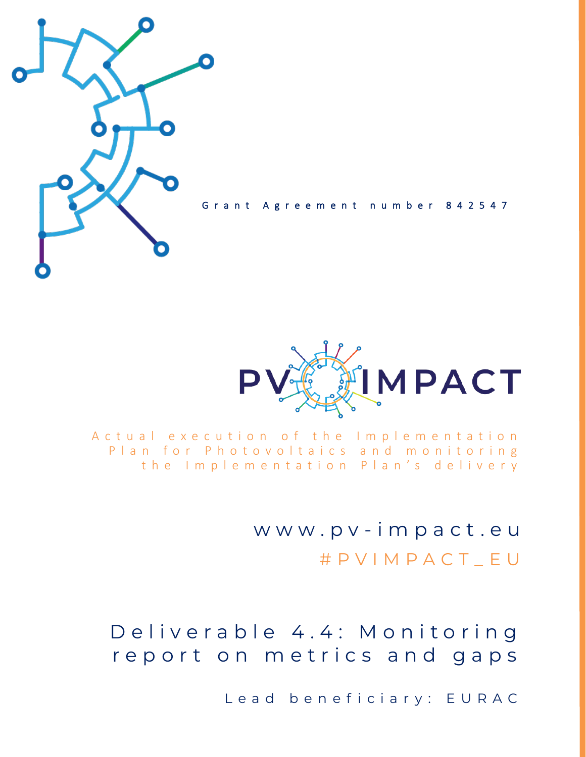Grant Agreement number 842547

# PV IMPACT

Actual execution of the Implementation Plan for Photovoltaics and monitoring the Implementation Plan's delivery

www.pv-impact.eu

#PVIMPACT_EU

## Deliverable 4.4: Monitoring report on metrics and gaps

Lead beneficiary: EURAC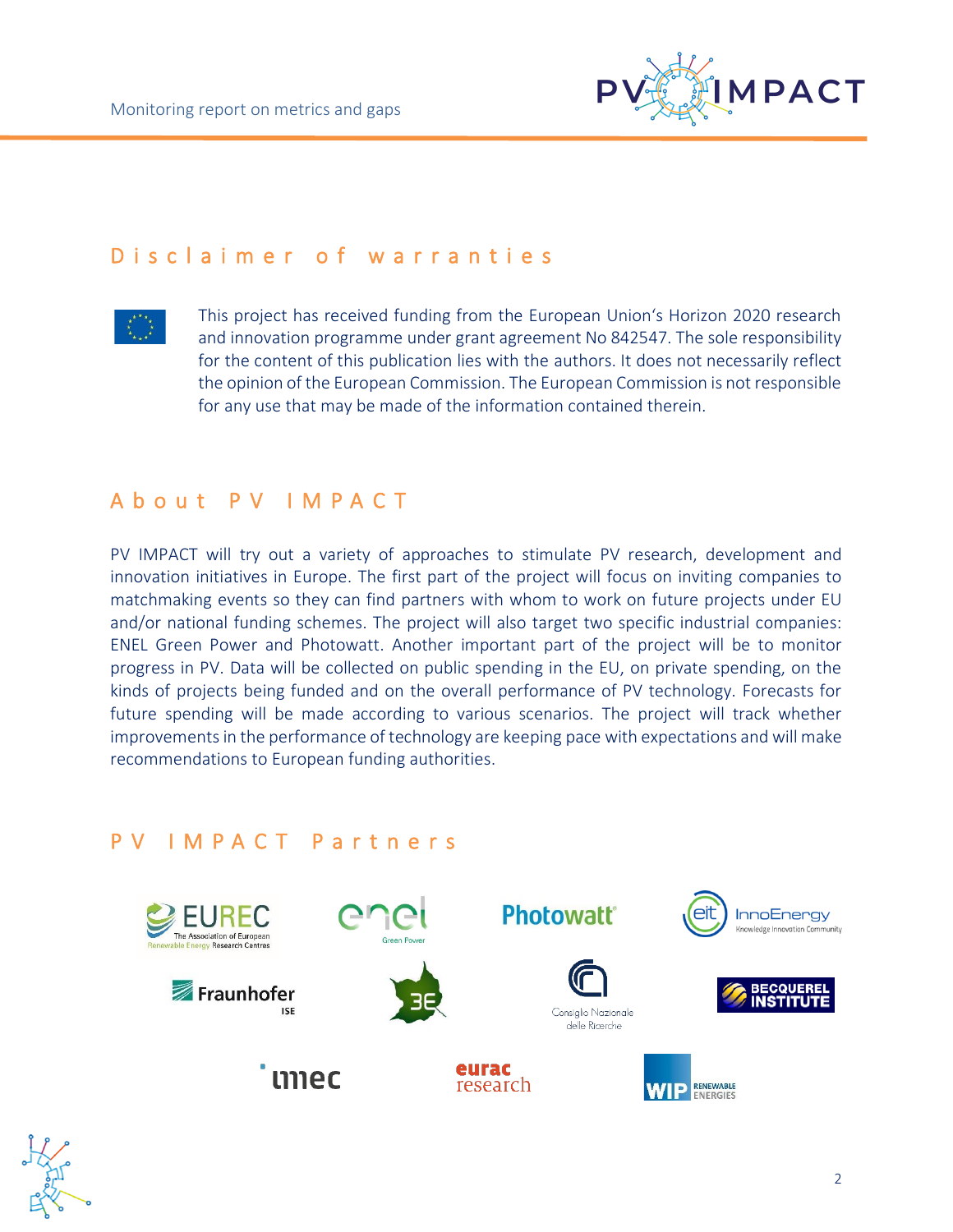## Disclaimer of warranties

This project has received funding from the European Union's Horizon 2020 research and innovation programme under grant agreement No 842547. The sole responsibility for the content of this publication lies with the authors. It does not necessarily reflect the opinion of the European Commission. The European Commission is not responsible for any use that may be made of the information contained therein.

## About PV IMPACT

PV IMPACT will try out a variety of approaches to stimulate PV research, development and innovation initiatives in Europe. The first part of the project will focus on inviting companies to matchmaking events so they can find partners with whom to work on future projects under EU and/or national funding schemes. The project will also target two specific industrial companies: ENEL Green Power and Photowatt. Another important part of the project will be to monitor progress in PV. Data will be collected on public spending in the EU, on private spending, on the kinds of projects being funded and on the overall performance of PV technology. Forecasts for future spending will be made according to various scenarios. The project will track whether improvements in the performance of technology are keeping pace with expectations and will make recommendations to European funding authorities.

## PV IMPACT Partners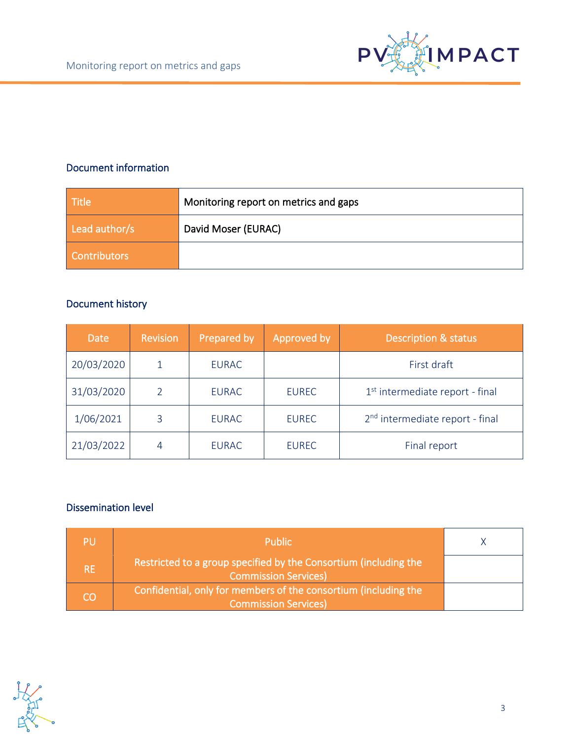## Document information

| Title | Monitoring report on metrics and gaps |
| --- | --- |
| Lead author/s | David Moser (EURAC) |
| Contributors | |

## Document history

| Date | Revision | Prepared by | Approved by | Description & status |
| --- | --- | --- | --- | --- |
| 20/03/2020 | 1 | EURAC | | First draft |
| 31/03/2020 | 2 | EURAC | EUREC | 1st intermediate report - final |
| 1/06/2021 | 3 | EURAC | EUREC | 2nd intermediate report - final |
| 21/03/2022 | 4 | EURAC | EUREC | Final report |

## Dissemination level

| | | |
| --- | --- | --- |
| PU | Public | X |
| RE | Restricted to a group specified by the Consortium (including the Commission Services) | |
| CO | Confidential, only for members of the consortium (including the Commission Services) | |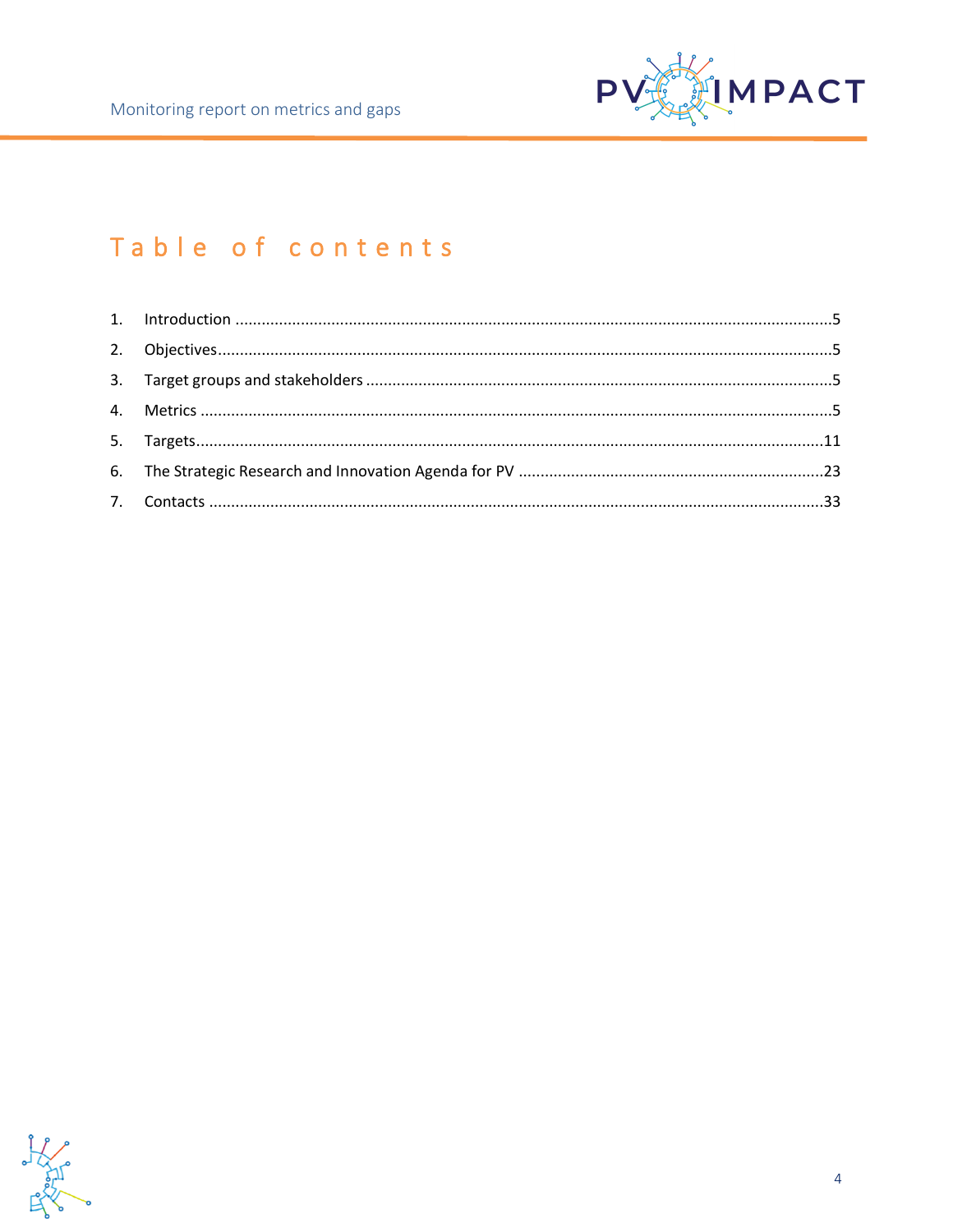# Table of contents

1. Introduction ....................................................................................................................5
2. Objectives........................................................................................................................5
3. Target groups and stakeholders .....................................................................................5
4. Metrics .............................................................................................................................5
5. Targets............................................................................................................................11
6. The Strategic Research and Innovation Agenda for PV .................................................23
7. Contacts .........................................................................................................................33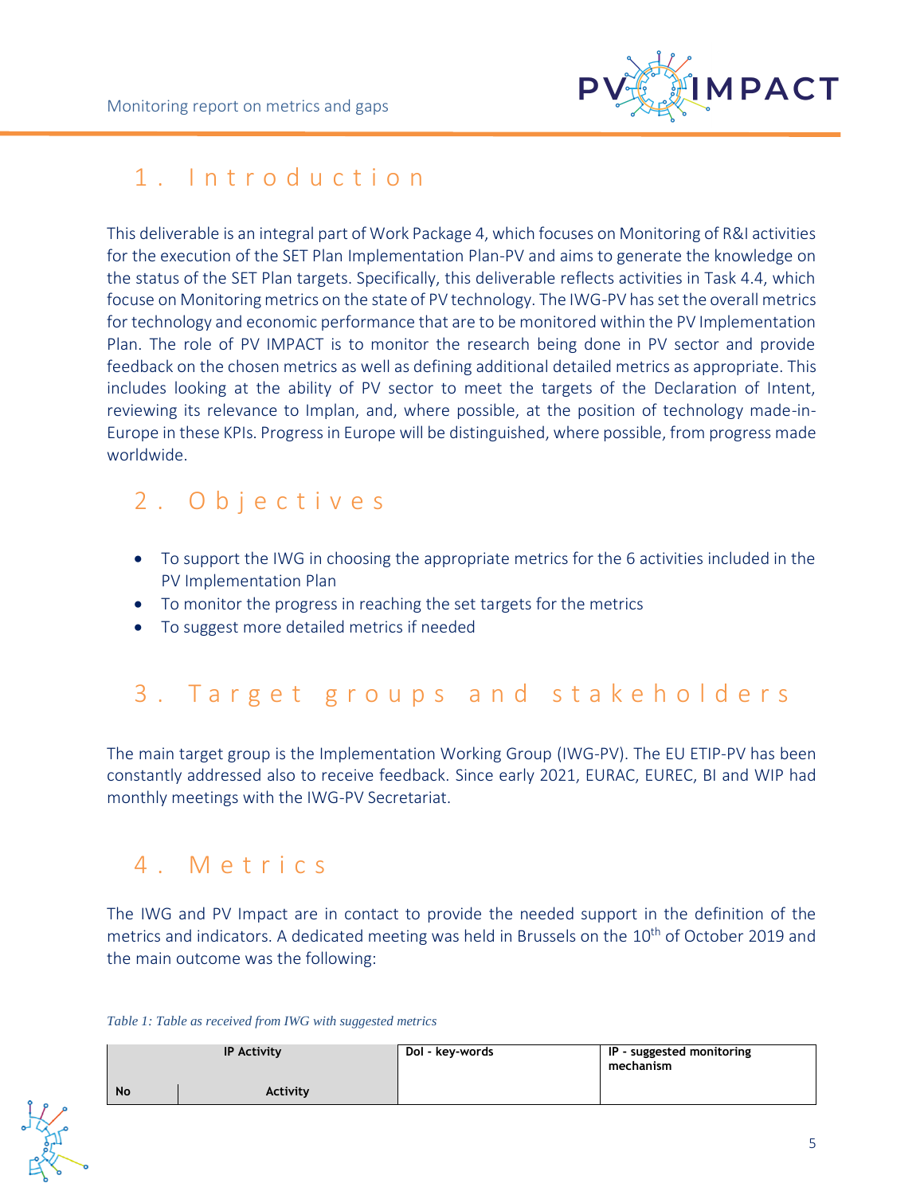# 1. Introduction

This deliverable is an integral part of Work Package 4, which focuses on Monitoring of R&I activities for the execution of the SET Plan Implementation Plan-PV and aims to generate the knowledge on the status of the SET Plan targets. Specifically, this deliverable reflects activities in Task 4.4, which focuse on Monitoring metrics on the state of PV technology. The IWG-PV has set the overall metrics for technology and economic performance that are to be monitored within the PV Implementation Plan. The role of PV IMPACT is to monitor the research being done in PV sector and provide feedback on the chosen metrics as well as defining additional detailed metrics as appropriate. This includes looking at the ability of PV sector to meet the targets of the Declaration of Intent, reviewing its relevance to Implan, and, where possible, at the position of technology made-in-Europe in these KPIs. Progress in Europe will be distinguished, where possible, from progress made worldwide.

# 2. Objectives

- To support the IWG in choosing the appropriate metrics for the 6 activities included in the PV Implementation Plan
- To monitor the progress in reaching the set targets for the metrics
- To suggest more detailed metrics if needed

# 3. Target groups and stakeholders

The main target group is the Implementation Working Group (IWG-PV). The EU ETIP-PV has been constantly addressed also to receive feedback. Since early 2021, EURAC, EUREC, BI and WIP had monthly meetings with the IWG-PV Secretariat.

# 4. Metrics

The IWG and PV Impact are in contact to provide the needed support in the definition of the metrics and indicators. A dedicated meeting was held in Brussels on the 10th of October 2019 and the main outcome was the following:

*Table 1: Table as received from IWG with suggested metrics*

| IP Activity | | DoI - key-words | IP - suggested monitoring mechanism |
|---|---|---|---|
| **No** | **Activity** | | |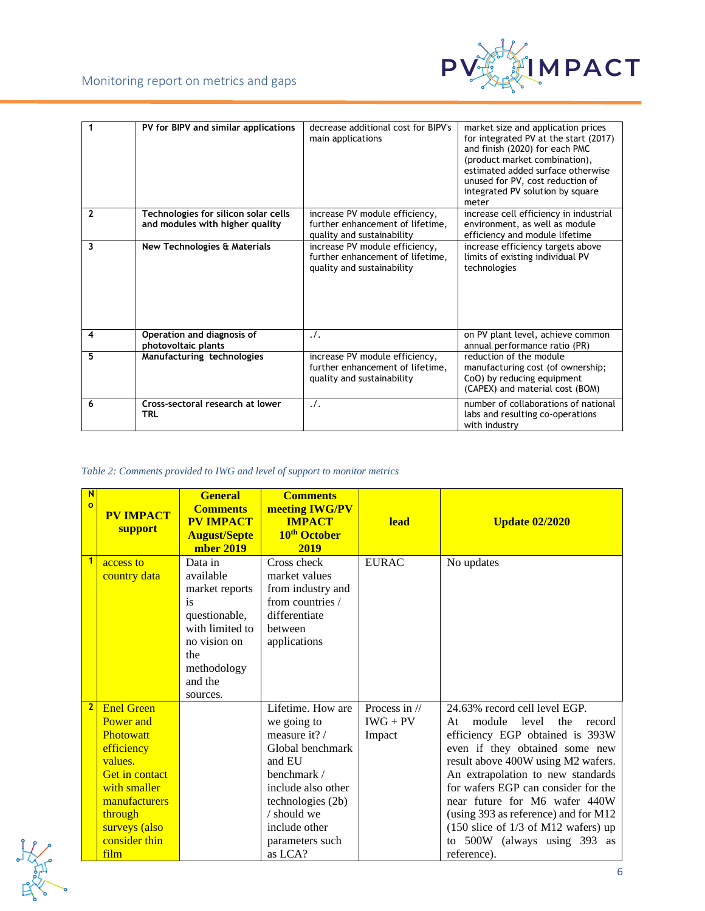| 1 | **PV for BIPV and similar applications** | decrease additional cost for BIPV's main applications | market size and application prices for integrated PV at the start (2017) and finish (2020) for each PMC (product market combination), estimated added surface otherwise unused for PV, cost reduction of integrated PV solution by square meter |
|---|---|---|---|
| 2 | **Technologies for silicon solar cells and modules with higher quality** | increase PV module efficiency, further enhancement of lifetime, quality and sustainability | increase cell efficiency in industrial environment, as well as module efficiency and module lifetime |
| 3 | **New Technologies & Materials** | increase PV module efficiency, further enhancement of lifetime, quality and sustainability | increase efficiency targets above limits of existing individual PV technologies |
| 4 | **Operation and diagnosis of photovoltaic plants** | ./. | on PV plant level, achieve common annual performance ratio (PR) |
| 5 | **Manufacturing technologies** | increase PV module efficiency, further enhancement of lifetime, quality and sustainability | reduction of the module manufacturing cost (of ownership; CoO) by reducing equipment (CAPEX) and material cost (BOM) |
| 6 | **Cross-sectoral research at lower TRL** | ./. | number of collaborations of national labs and resulting co-operations with industry |

*Table 2: Comments provided to IWG and level of support to monitor metrics*

| No | PV IMPACT support | General Comments PV IMPACT August/September 2019 | Comments meeting IWG/PV IMPACT 10th October 2019 | lead | Update 02/2020 |
|---|---|---|---|---|---|
| 1 | access to country data | Data in available market reports is questionable, with limited to no vision on the methodology and the sources. | Cross check market values from industry and from countries / differentiate between applications | EURAC | No updates |
| 2 | Enel Green Power and Photowatt efficiency values. Get in contact with smaller manufacturers through surveys (also consider thin film | | Lifetime. How are we going to measure it? / Global benchmark and EU benchmark / include also other technologies (2b) / should we include other parameters such as LCA? | Process in // IWG + PV Impact | 24.63% record cell level EGP. At module level the record efficiency EGP obtained is 393W even if they obtained some new result above 400W using M2 wafers. An extrapolation to new standards for wafers EGP can consider for the near future for M6 wafer 440W (using 393 as reference) and for M12 (150 slice of 1/3 of M12 wafers) up to 500W (always using 393 as reference). |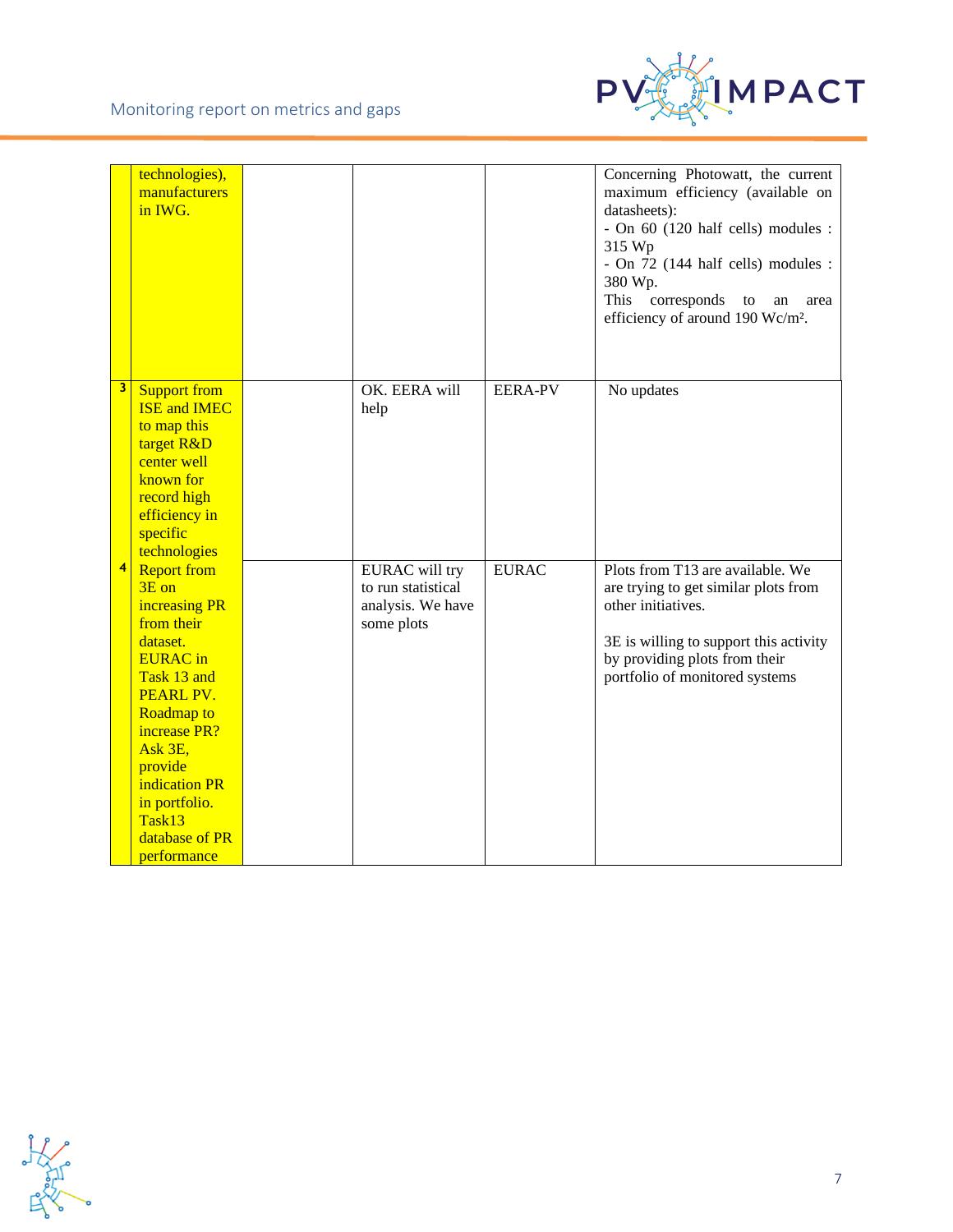| | | | | | |
|---|---|---|---|---|---|
| | technologies), manufacturers in IWG. | | | | Concerning Photowatt, the current maximum efficiency (available on datasheets):<br>- On 60 (120 half cells) modules : 315 Wp<br>- On 72 (144 half cells) modules : 380 Wp.<br>This corresponds to an area efficiency of around 190 Wc/m². |
| 3 | Support from ISE and IMEC to map this target R&D center well known for record high efficiency in specific technologies | | OK. EERA will help | EERA-PV | No updates |
| 4 | Report from 3E on increasing PR from their dataset. EURAC in Task 13 and PEARL PV. Roadmap to increase PR? Ask 3E, provide indication PR in portfolio. Task13 database of PR performance | | EURAC will try to run statistical analysis. We have some plots | EURAC | Plots from T13 are available. We are trying to get similar plots from other initiatives.<br><br>3E is willing to support this activity by providing plots from their portfolio of monitored systems |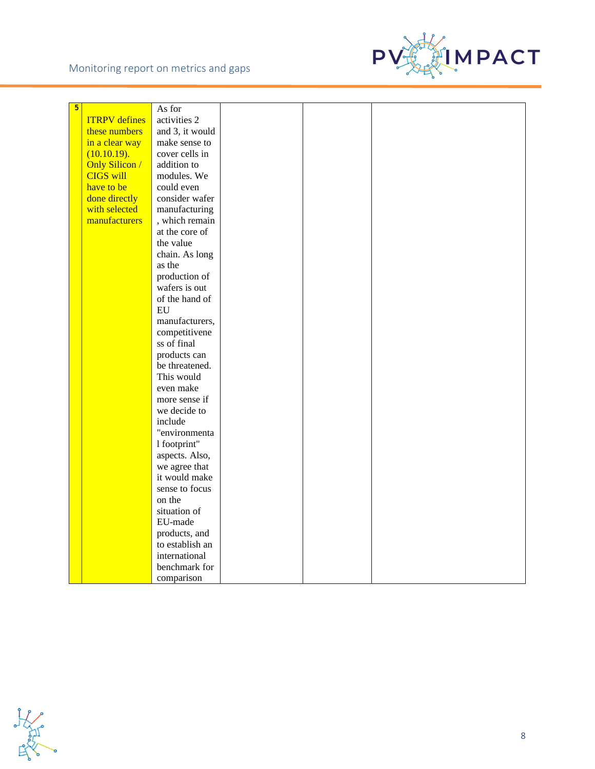| 5 | ITRPV defines these numbers in a clear way (10.10.19). Only Silicon / CIGS will have to be done directly with selected manufacturers | As for activities 2 and 3, it would make sense to cover cells in addition to modules. We could even consider wafer manufacturing, which remain at the core of the value chain. As long as the production of wafers is out of the hand of EU manufacturers, competitiveness of final products can be threatened. This would even make more sense if we decide to include "environmental footprint" aspects. Also, we agree that it would make sense to focus on the situation of EU-made products, and to establish an international benchmark for comparison | | | |
|---|---|---|---|---|---|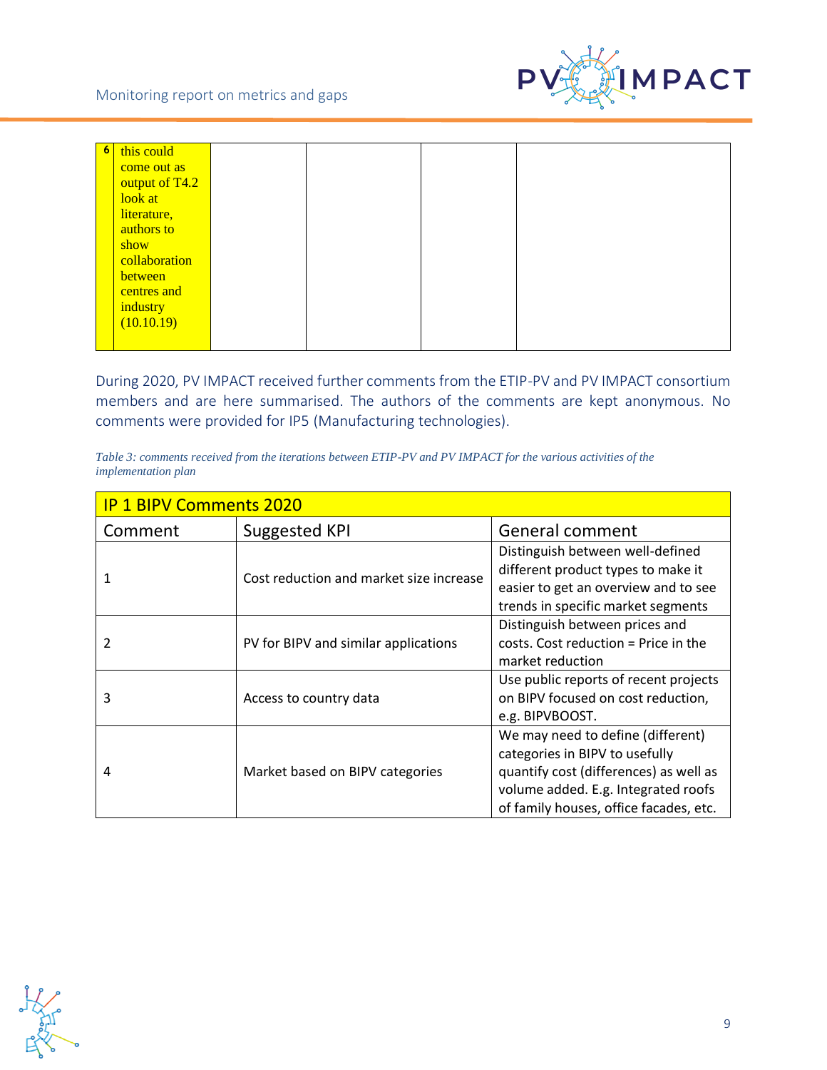| 6 | this could come out as output of T4.2 look at literature, authors to show collaboration between centres and industry (10.10.19) | | | | |
|---|---|---|---|---|---|

During 2020, PV IMPACT received further comments from the ETIP-PV and PV IMPACT consortium members and are here summarised. The authors of the comments are kept anonymous. No comments were provided for IP5 (Manufacturing technologies).

*Table 3: comments received from the iterations between ETIP-PV and PV IMPACT for the various activities of the implementation plan*

| IP 1 BIPV Comments 2020 | | |
|---|---|---|
| Comment | Suggested KPI | General comment |
| 1 | Cost reduction and market size increase | Distinguish between well-defined different product types to make it easier to get an overview and to see trends in specific market segments |
| 2 | PV for BIPV and similar applications | Distinguish between prices and costs. Cost reduction = Price in the market reduction |
| 3 | Access to country data | Use public reports of recent projects on BIPV focused on cost reduction, e.g. BIPVBOOST. |
| 4 | Market based on BIPV categories | We may need to define (different) categories in BIPV to usefully quantify cost (differences) as well as volume added. E.g. Integrated roofs of family houses, office facades, etc. |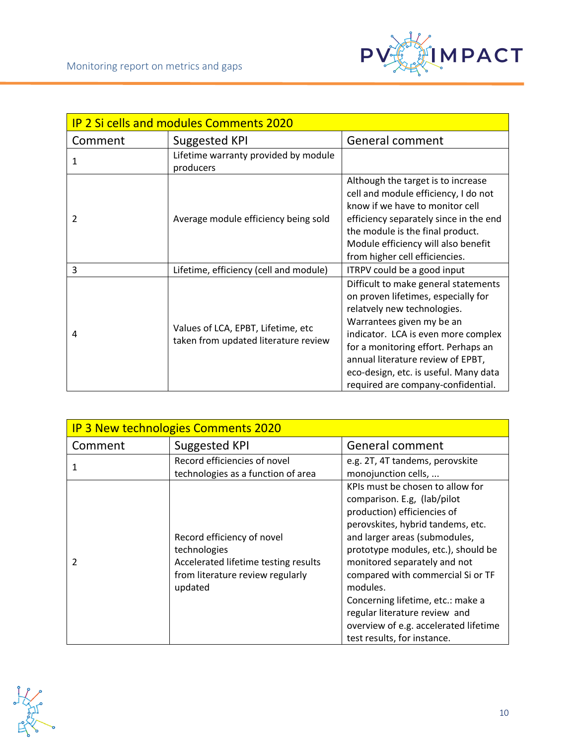| IP 2 Si cells and modules Comments 2020 | | |
|---|---|---|
| Comment | Suggested KPI | General comment |
| 1 | Lifetime warranty provided by module producers | |
| 2 | Average module efficiency being sold | Although the target is to increase cell and module efficiency, I do not know if we have to monitor cell efficiency separately since in the end the module is the final product. Module efficiency will also benefit from higher cell efficiencies. |
| 3 | Lifetime, efficiency (cell and module) | ITRPV could be a good input |
| 4 | Values of LCA, EPBT, Lifetime, etc taken from updated literature review | Difficult to make general statements on proven lifetimes, especially for relatvely new technologies. Warrantees given my be an indicator. LCA is even more complex for a monitoring effort. Perhaps an annual literature review of EPBT, eco-design, etc. is useful. Many data required are company-confidential. |

| IP 3 New technologies Comments 2020 | | |
|---|---|---|
| Comment | Suggested KPI | General comment |
| 1 | Record efficiencies of novel technologies as a function of area | e.g. 2T, 4T tandems, perovskite monojunction cells, ... |
| 2 | Record efficiency of novel technologies<br>Accelerated lifetime testing results from literature review regularly updated | KPIs must be chosen to allow for comparison. E.g, (lab/pilot production) efficiencies of perovskites, hybrid tandems, etc. and larger areas (submodules, prototype modules, etc.), should be monitored separately and not compared with commercial Si or TF modules.<br>Concerning lifetime, etc.: make a regular literature review and overview of e.g. accelerated lifetime test results, for instance. |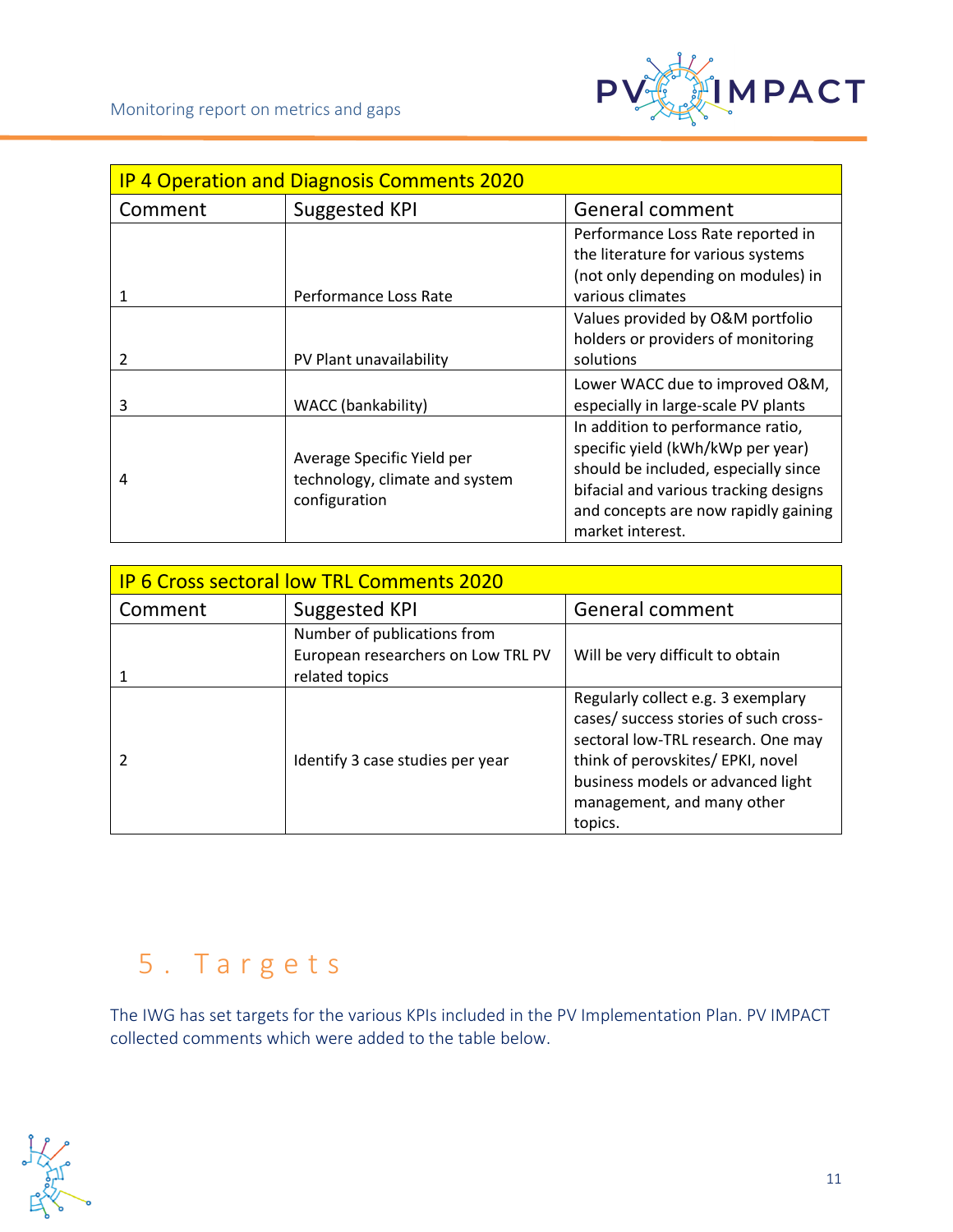| IP 4 Operation and Diagnosis Comments 2020 | | |
|---|---|---|
| Comment | Suggested KPI | General comment |
| 1 | Performance Loss Rate | Performance Loss Rate reported in the literature for various systems (not only depending on modules) in various climates |
| 2 | PV Plant unavailability | Values provided by O&M portfolio holders or providers of monitoring solutions |
| 3 | WACC (bankability) | Lower WACC due to improved O&M, especially in large-scale PV plants |
| 4 | Average Specific Yield per technology, climate and system configuration | In addition to performance ratio, specific yield (kWh/kWp per year) should be included, especially since bifacial and various tracking designs and concepts are now rapidly gaining market interest. |

| IP 6 Cross sectoral low TRL Comments 2020 | | |
|---|---|---|
| Comment | Suggested KPI | General comment |
| 1 | Number of publications from European researchers on Low TRL PV related topics | Will be very difficult to obtain |
| 2 | Identify 3 case studies per year | Regularly collect e.g. 3 exemplary cases/ success stories of such cross-sectoral low-TRL research. One may think of perovskites/ EPKI, novel business models or advanced light management, and many other topics. |

# 5. Targets

The IWG has set targets for the various KPIs included in the PV Implementation Plan. PV IMPACT collected comments which were added to the table below.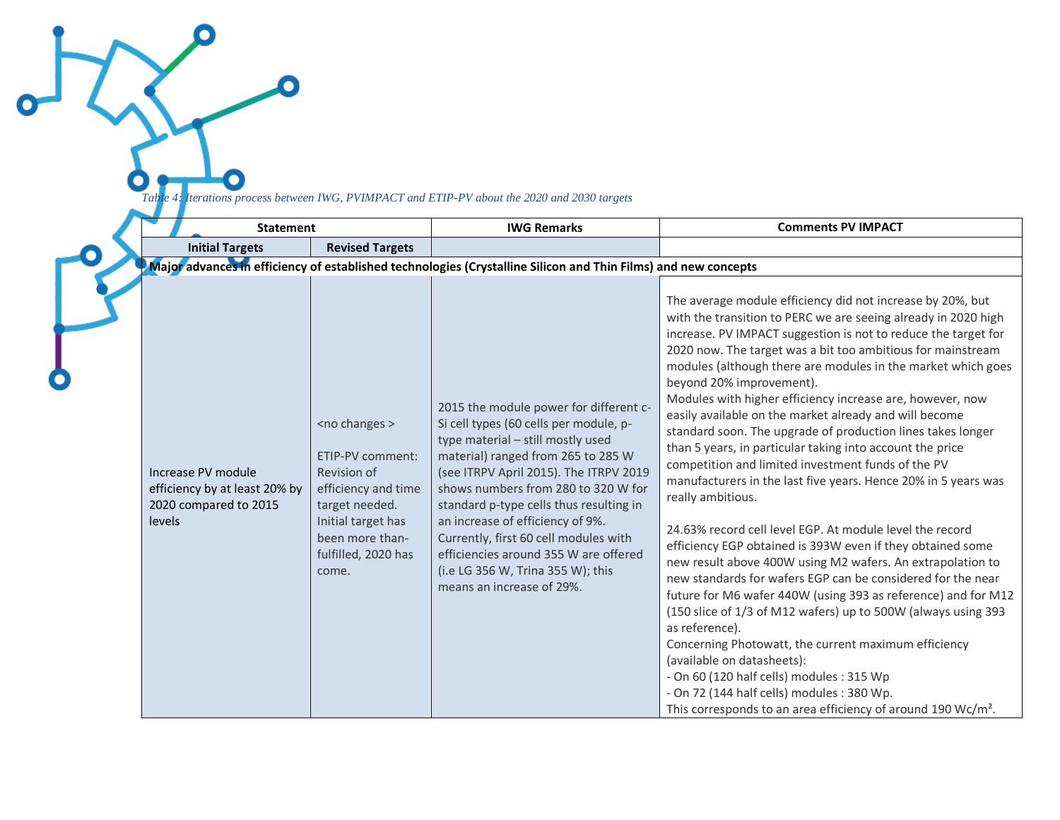*Table 4: Iterations process between IWG, PVIMPACT and ETIP-PV about the 2020 and 2030 targets*

| Statement | | IWG Remarks | Comments PV IMPACT |
|---|---|---|---|
| **Initial Targets** | **Revised Targets** | | |
| **Major advances in efficiency of established technologies (Crystalline Silicon and Thin Films) and new concepts** | | | |
| Increase PV module efficiency by at least 20% by 2020 compared to 2015 levels | <no changes ><br><br>ETIP-PV comment: Revision of efficiency and time target needed. Initial target has been more than-fulfilled, 2020 has come. | 2015 the module power for different c-Si cell types (60 cells per module, p-type material – still mostly used material) ranged from 265 to 285 W (see ITRPV April 2015). The ITRPV 2019 shows numbers from 280 to 320 W for standard p-type cells thus resulting in an increase of efficiency of 9%. Currently, first 60 cell modules with efficiencies around 355 W are offered (i.e LG 356 W, Trina 355 W); this means an increase of 29%. | The average module efficiency did not increase by 20%, but with the transition to PERC we are seeing already in 2020 high increase. PV IMPACT suggestion is not to reduce the target for 2020 now. The target was a bit too ambitious for mainstream modules (although there are modules in the market which goes beyond 20% improvement).<br>Modules with higher efficiency increase are, however, now easily available on the market already and will become standard soon. The upgrade of production lines takes longer than 5 years, in particular taking into account the price competition and limited investment funds of the PV manufacturers in the last five years. Hence 20% in 5 years was really ambitious.<br><br>24.63% record cell level EGP. At module level the record efficiency EGP obtained is 393W even if they obtained some new result above 400W using M2 wafers. An extrapolation to new standards for wafers EGP can be considered for the near future for M6 wafer 440W (using 393 as reference) and for M12 (150 slice of 1/3 of M12 wafers) up to 500W (always using 393 as reference).<br>Concerning Photowatt, the current maximum efficiency (available on datasheets):<br>- On 60 (120 half cells) modules : 315 Wp<br>- On 72 (144 half cells) modules : 380 Wp.<br>This corresponds to an area efficiency of around 190 Wc/m². |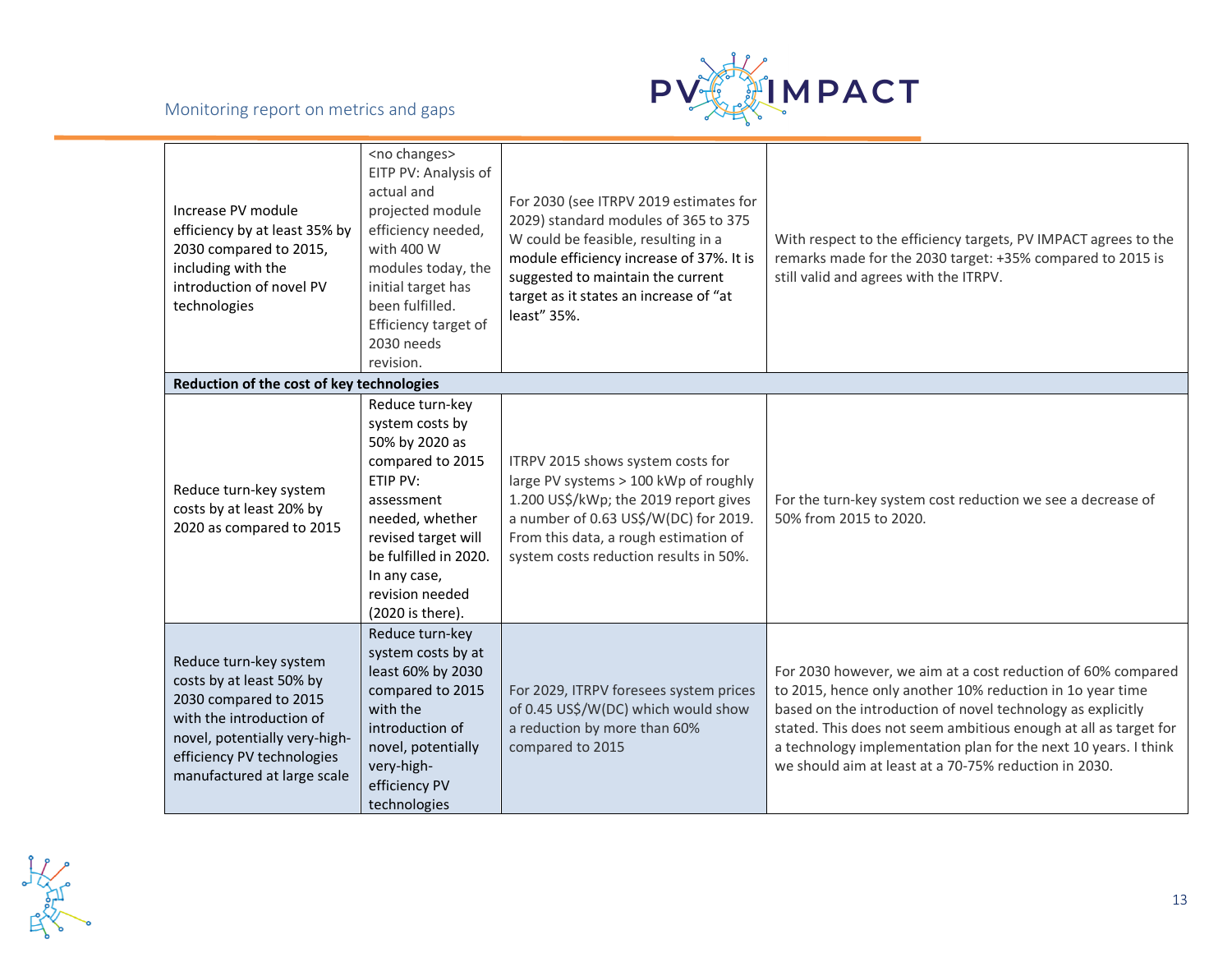| | | | |
|---|---|---|---|
| Increase PV module efficiency by at least 35% by 2030 compared to 2015, including with the introduction of novel PV technologies | <no changes> EITP PV: Analysis of actual and projected module efficiency needed, with 400 W modules today, the initial target has been fulfilled. Efficiency target of 2030 needs revision. | For 2030 (see ITRPV 2019 estimates for 2029) standard modules of 365 to 375 W could be feasible, resulting in a module efficiency increase of 37%. It is suggested to maintain the current target as it states an increase of "at least" 35%. | With respect to the efficiency targets, PV IMPACT agrees to the remarks made for the 2030 target: +35% compared to 2015 is still valid and agrees with the ITRPV. |
| **Reduction of the cost of key technologies** | | | |
| Reduce turn-key system costs by at least 20% by 2020 as compared to 2015 | Reduce turn-key system costs by 50% by 2020 as compared to 2015 ETIP PV: assessment needed, whether revised target will be fulfilled in 2020. In any case, revision needed (2020 is there). | ITRPV 2015 shows system costs for large PV systems > 100 kWp of roughly 1.200 US$/kWp; the 2019 report gives a number of 0.63 US$/W(DC) for 2019. From this data, a rough estimation of system costs reduction results in 50%. | For the turn-key system cost reduction we see a decrease of 50% from 2015 to 2020. |
| Reduce turn-key system costs by at least 50% by 2030 compared to 2015 with the introduction of novel, potentially very-high-efficiency PV technologies manufactured at large scale | Reduce turn-key system costs by at least 60% by 2030 compared to 2015 with the introduction of novel, potentially very-high-efficiency PV technologies | For 2029, ITRPV foresees system prices of 0.45 US$/W(DC) which would show a reduction by more than 60% compared to 2015 | For 2030 however, we aim at a cost reduction of 60% compared to 2015, hence only another 10% reduction in 1o year time based on the introduction of novel technology as explicitly stated. This does not seem ambitious enough at all as target for a technology implementation plan for the next 10 years. I think we should aim at least at a 70-75% reduction in 2030. |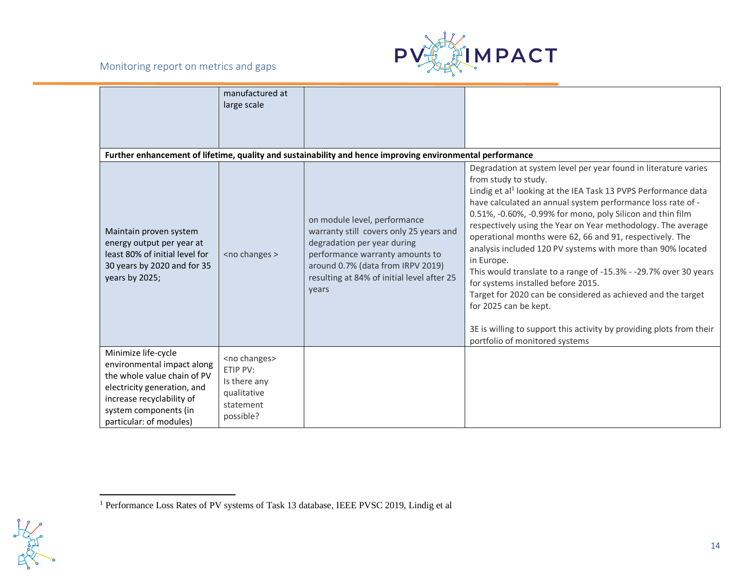| | | | |
|---|---|---|---|
| | manufactured at large scale | | |
| **Further enhancement of lifetime, quality and sustainability and hence improving environmental performance** | | | |
| Maintain proven system energy output per year at least 80% of initial level for 30 years by 2020 and for 35 years by 2025; | <no changes > | on module level, performance warranty still covers only 25 years and degradation per year during performance warranty amounts to around 0.7% (data from IRPV 2019) resulting at 84% of initial level after 25 years | Degradation at system level per year found in literature varies from study to study.<br>Lindig et al[1] looking at the IEA Task 13 PVPS Performance data have calculated an annual system performance loss rate of -0.51%, -0.60%, -0.99% for mono, poly Silicon and thin film respectively using the Year on Year methodology. The average operational months were 62, 66 and 91, respectively. The analysis included 120 PV systems with more than 90% located in Europe.<br>This would translate to a range of -15.3% - -29.7% over 30 years for systems installed before 2015.<br>Target for 2020 can be considered as achieved and the target for 2025 can be kept.<br><br>3E is willing to support this activity by providing plots from their portfolio of monitored systems |
| Minimize life-cycle environmental impact along the whole value chain of PV electricity generation, and increase recyclability of system components (in particular: of modules) | <no changes><br>ETIP PV:<br>Is there any qualitative statement possible? | | |

[1] Performance Loss Rates of PV systems of Task 13 database, IEEE PVSC 2019, Lindig et al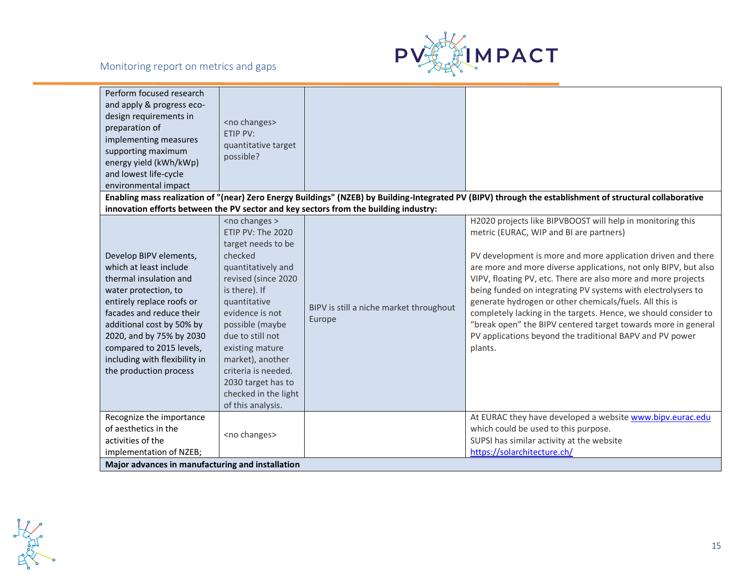| | | | |
|---|---|---|---|
| Perform focused research and apply & progress eco-design requirements in preparation of implementing measures supporting maximum energy yield (kWh/kWp) and lowest life-cycle environmental impact | <no changes> ETIP PV: quantitative target possible? | | |
| **Enabling mass realization of "(near) Zero Energy Buildings" (NZEB) by Building-Integrated PV (BIPV) through the establishment of structural collaborative innovation efforts between the PV sector and key sectors from the building industry:** | | | |
| Develop BIPV elements, which at least include thermal insulation and water protection, to entirely replace roofs or facades and reduce their additional cost by 50% by 2020, and by 75% by 2030 compared to 2015 levels, including with flexibility in the production process | <no changes > ETIP PV: The 2020 target needs to be checked quantitatively and revised (since 2020 is there). If quantitative evidence is not possible (maybe due to still not existing mature market), another criteria is needed. 2030 target has to checked in the light of this analysis. | BIPV is still a niche market throughout Europe | H2020 projects like BIPVBOOST will help in monitoring this metric (EURAC, WIP and BI are partners)<br><br>PV development is more and more application driven and there are more and more diverse applications, not only BIPV, but also VIPV, floating PV, etc. There are also more and more projects being funded on integrating PV systems with electrolysers to generate hydrogen or other chemicals/fuels. All this is completely lacking in the targets. Hence, we should consider to "break open" the BIPV centered target towards more in general PV applications beyond the traditional BAPV and PV power plants. |
| Recognize the importance of aesthetics in the activities of the implementation of NZEB; | <no changes> | | At EURAC they have developed a website www.bipv.eurac.edu which could be used to this purpose.<br>SUPSI has similar activity at the website https://solarchitecture.ch/ |
| **Major advances in manufacturing and installation** | | | |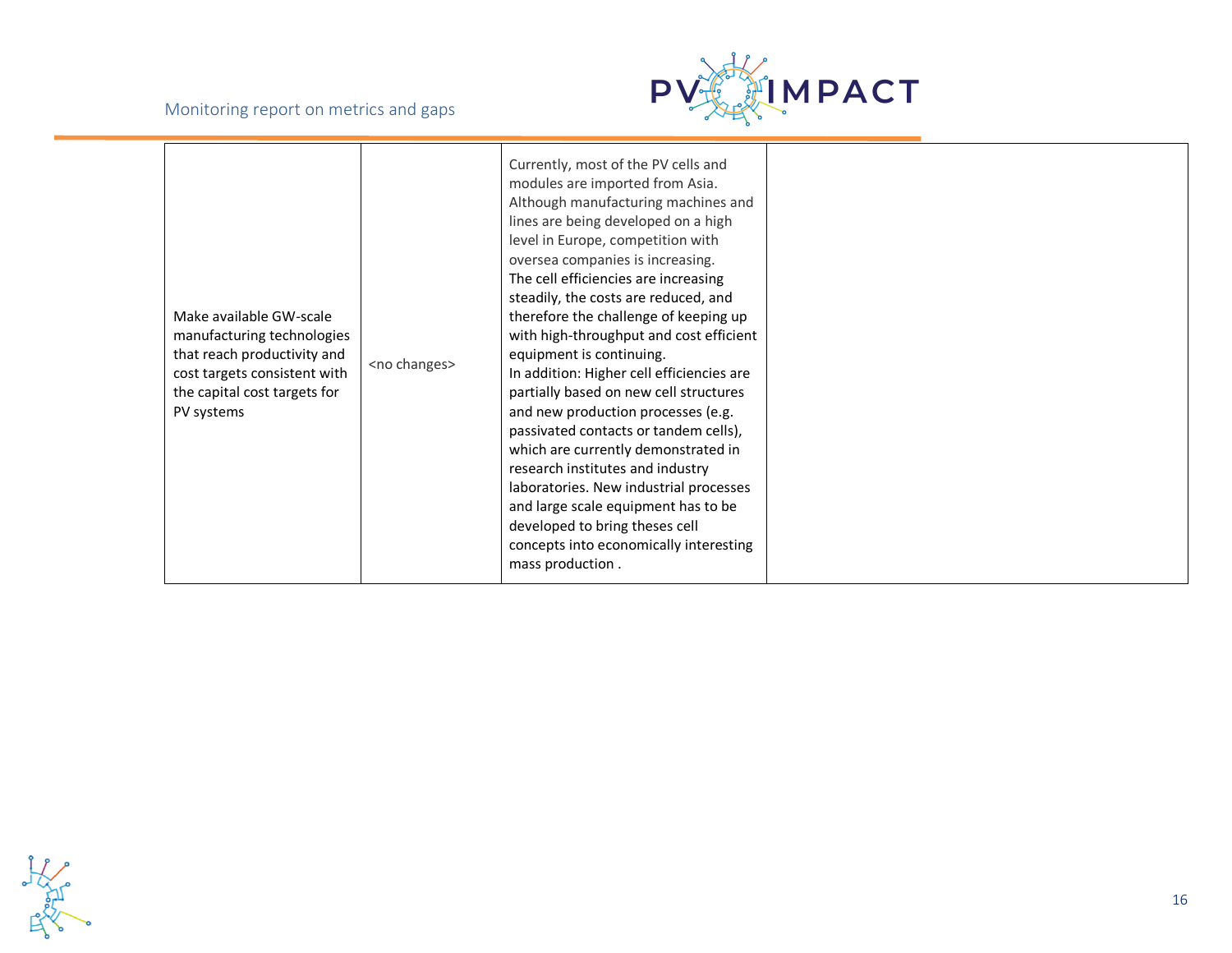| | | | |
|---|---|---|---|
| Make available GW-scale manufacturing technologies that reach productivity and cost targets consistent with the capital cost targets for PV systems | <no changes> | Currently, most of the PV cells and modules are imported from Asia. Although manufacturing machines and lines are being developed on a high level in Europe, competition with oversea companies is increasing. The cell efficiencies are increasing steadily, the costs are reduced, and therefore the challenge of keeping up with high-throughput and cost efficient equipment is continuing. In addition: Higher cell efficiencies are partially based on new cell structures and new production processes (e.g. passivated contacts or tandem cells), which are currently demonstrated in research institutes and industry laboratories. New industrial processes and large scale equipment has to be developed to bring theses cell concepts into economically interesting mass production . | |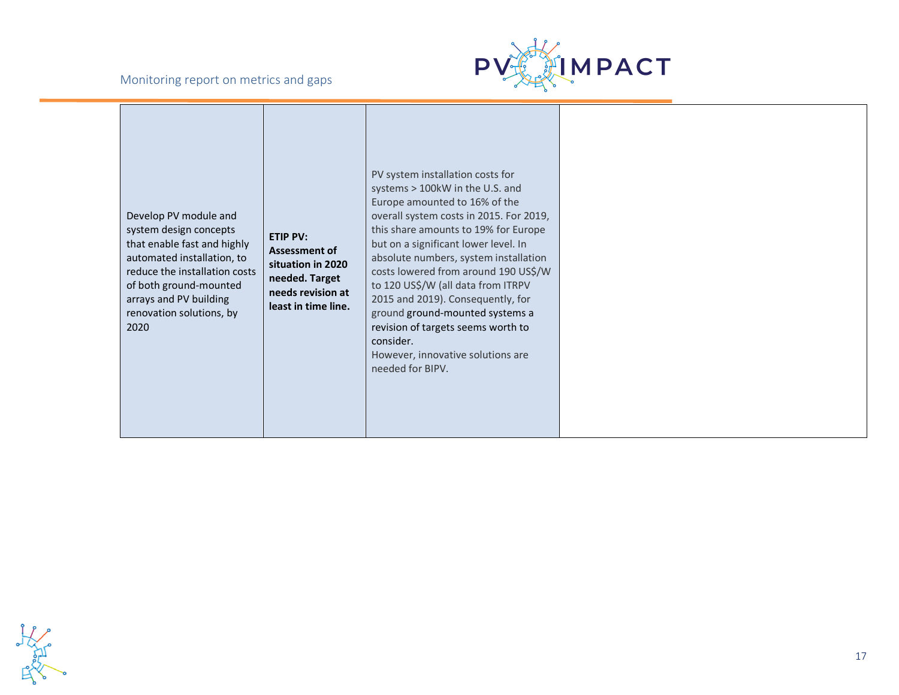| | | | |
|---|---|---|---|
| Develop PV module and system design concepts that enable fast and highly automated installation, to reduce the installation costs of both ground-mounted arrays and PV building renovation solutions, by 2020 | **ETIP PV: Assessment of situation in 2020 needed. Target needs revision at least in time line.** | PV system installation costs for systems > 100kW in the U.S. and Europe amounted to 16% of the overall system costs in 2015. For 2019, this share amounts to 19% for Europe but on a significant lower level. In absolute numbers, system installation costs lowered from around 190 US$/W to 120 US$/W (all data from ITRPV 2015 and 2019). Consequently, for ground ground-mounted systems a revision of targets seems worth to consider.<br>However, innovative solutions are needed for BIPV. | |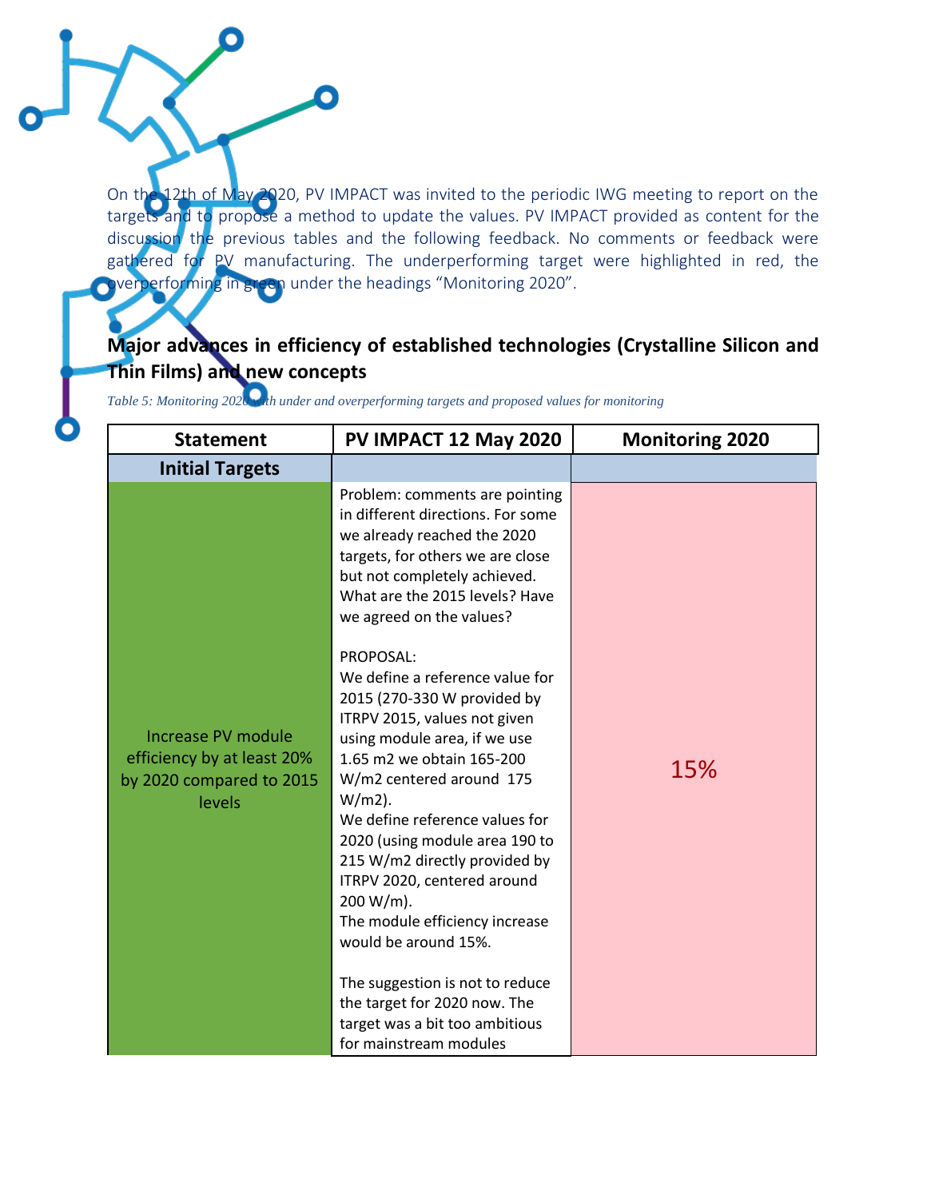On the 12th of May 2020, PV IMPACT was invited to the periodic IWG meeting to report on the targets and to propose a method to update the values. PV IMPACT provided as content for the discussion the previous tables and the following feedback. No comments or feedback were gathered for PV manufacturing. The underperforming target were highlighted in red, the overperforming in green under the headings "Monitoring 2020".

## Major advances in efficiency of established technologies (Crystalline Silicon and Thin Films) and new concepts

*Table 5: Monitoring 2020 with under and overperforming targets and proposed values for monitoring*

| Statement | PV IMPACT 12 May 2020 | Monitoring 2020 |
|---|---|---|
| **Initial Targets** | | |
| Increase PV module efficiency by at least 20% by 2020 compared to 2015 levels | Problem: comments are pointing in different directions. For some we already reached the 2020 targets, for others we are close but not completely achieved. What are the 2015 levels? Have we agreed on the values?<br><br>PROPOSAL:<br>We define a reference value for 2015 (270-330 W provided by ITRPV 2015, values not given using module area, if we use 1.65 m2 we obtain 165-200 W/m2 centered around 175 W/m2).<br>We define reference values for 2020 (using module area 190 to 215 W/m2 directly provided by ITRPV 2020, centered around 200 W/m).<br>The module efficiency increase would be around 15%.<br><br>The suggestion is not to reduce the target for 2020 now. The target was a bit too ambitious for mainstream modules | 15% |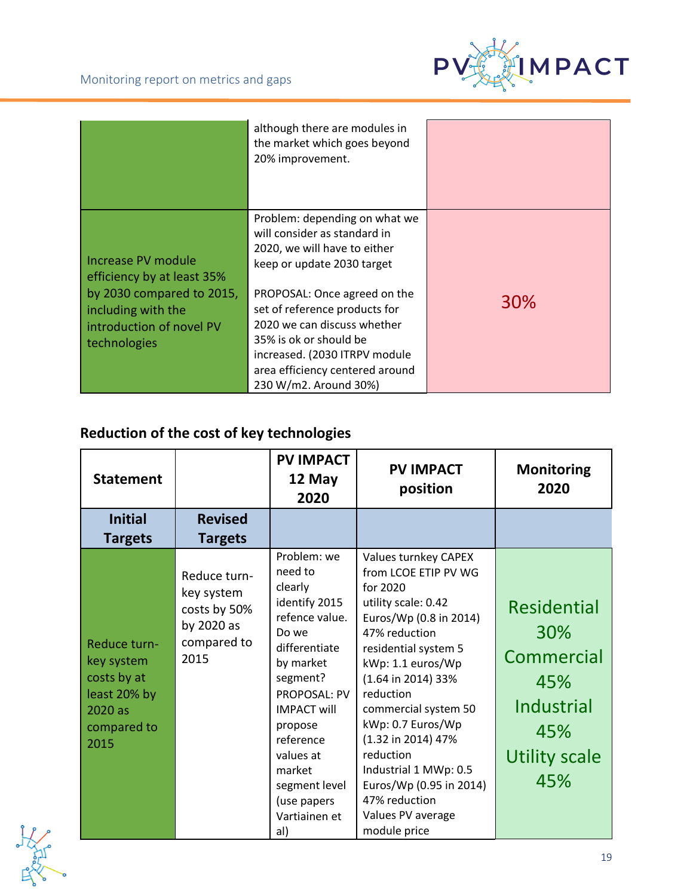| | | |
|---|---|---|
| | although there are modules in the market which goes beyond 20% improvement. | |
| Increase PV module efficiency by at least 35% by 2030 compared to 2015, including with the introduction of novel PV technologies | Problem: depending on what we will consider as standard in 2020, we will have to either keep or update 2030 target<br><br>PROPOSAL: Once agreed on the set of reference products for 2020 we can discuss whether 35% is ok or should be increased. (2030 ITRPV module area efficiency centered around 230 W/m2. Around 30%) | 30% |

### Reduction of the cost of key technologies

| Statement | | PV IMPACT 12 May 2020 | PV IMPACT position | Monitoring 2020 |
|---|---|---|---|---|
| **Initial Targets** | **Revised Targets** | | | |
| Reduce turn-key system costs by at least 20% by 2020 as compared to 2015 | Reduce turn-key system costs by 50% by 2020 as compared to 2015 | Problem: we need to clearly identify 2015 refence value. Do we differentiate by market segment? PROPOSAL: PV IMPACT will propose reference values at market segment level (use papers Vartiainen et al) | Values turnkey CAPEX from LCOE ETIP PV WG for 2020<br>utility scale: 0.42 Euros/Wp (0.8 in 2014) 47% reduction<br>residential system 5 kWp: 1.1 euros/Wp (1.64 in 2014) 33% reduction<br>commercial system 50 kWp: 0.7 Euros/Wp (1.32 in 2014) 47% reduction<br>Industrial 1 MWp: 0.5 Euros/Wp (0.95 in 2014) 47% reduction<br>Values PV average module price | Residential 30%<br>Commercial 45%<br>Industrial 45%<br>Utility scale 45% |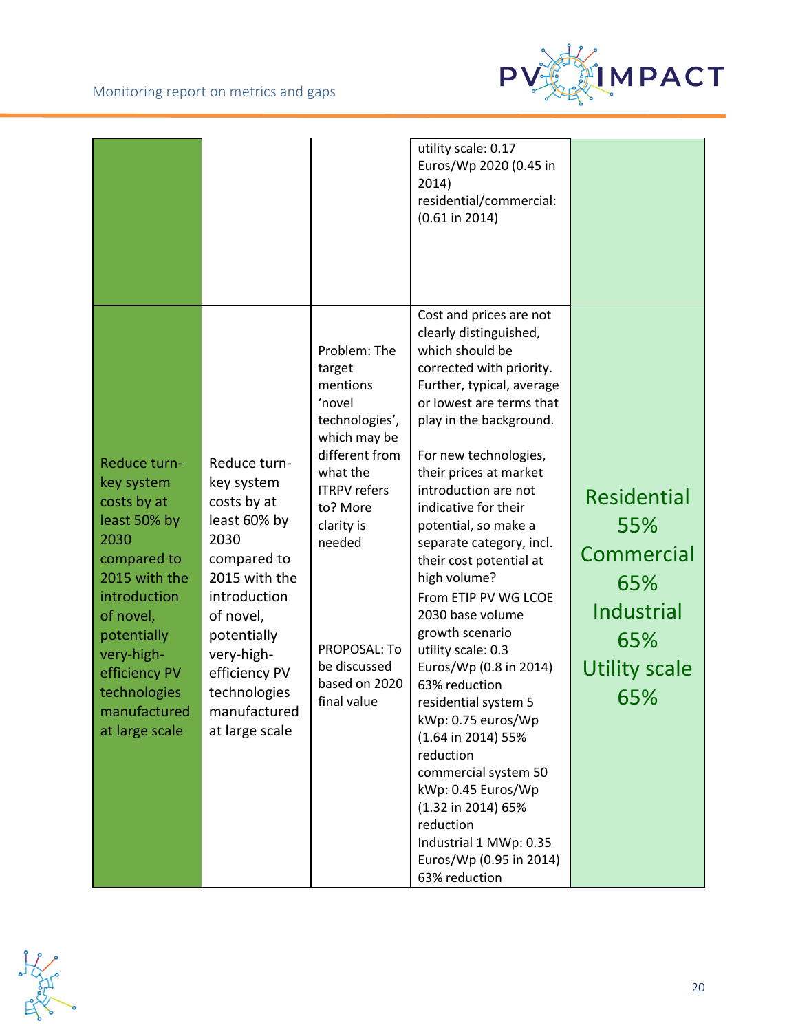| | | | | |
|---|---|---|---|---|
| | | | utility scale: 0.17 Euros/Wp 2020 (0.45 in 2014) residential/commercial: (0.61 in 2014) | |
| Reduce turn-key system costs by at least 50% by 2030 compared to 2015 with the introduction of novel, potentially very-high-efficiency PV technologies manufactured at large scale | Reduce turn-key system costs by at least 60% by 2030 compared to 2015 with the introduction of novel, potentially very-high-efficiency PV technologies manufactured at large scale | Problem: The target mentions 'novel technologies', which may be different from what the ITRPV refers to? More clarity is needed<br><br>PROPOSAL: To be discussed based on 2020 final value | Cost and prices are not clearly distinguished, which should be corrected with priority. Further, typical, average or lowest are terms that play in the background.<br><br>For new technologies, their prices at market introduction are not indicative for their potential, so make a separate category, incl. their cost potential at high volume?<br>From ETIP PV WG LCOE 2030 base volume growth scenario<br>utility scale: 0.3 Euros/Wp (0.8 in 2014) 63% reduction<br>residential system 5 kWp: 0.75 euros/Wp (1.64 in 2014) 55% reduction<br>commercial system 50 kWp: 0.45 Euros/Wp (1.32 in 2014) 65% reduction<br>Industrial 1 MWp: 0.35 Euros/Wp (0.95 in 2014) 63% reduction | Residential 55%<br>Commercial 65%<br>Industrial 65%<br>Utility scale 65% |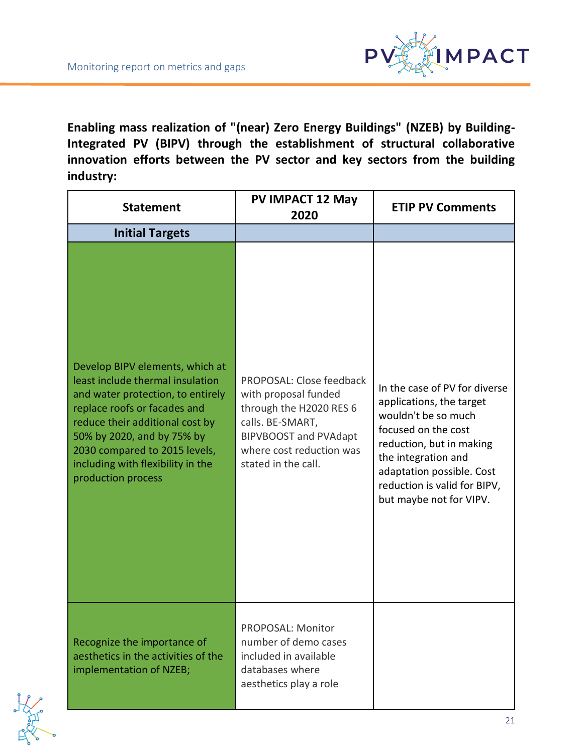**Enabling mass realization of "(near) Zero Energy Buildings" (NZEB) by Building-Integrated PV (BIPV) through the establishment of structural collaborative innovation efforts between the PV sector and key sectors from the building industry:**

| Statement | PV IMPACT 12 May 2020 | ETIP PV Comments |
|---|---|---|
| **Initial Targets** | | |
| Develop BIPV elements, which at least include thermal insulation and water protection, to entirely replace roofs or facades and reduce their additional cost by 50% by 2020, and by 75% by 2030 compared to 2015 levels, including with flexibility in the production process | PROPOSAL: Close feedback with proposal funded through the H2020 RES 6 calls. BE-SMART, BIPVBOOST and PVAdapt where cost reduction was stated in the call. | In the case of PV for diverse applications, the target wouldn't be so much focused on the cost reduction, but in making the integration and adaptation possible. Cost reduction is valid for BIPV, but maybe not for VIPV. |
| Recognize the importance of aesthetics in the activities of the implementation of NZEB; | PROPOSAL: Monitor number of demo cases included in available databases where aesthetics play a role | |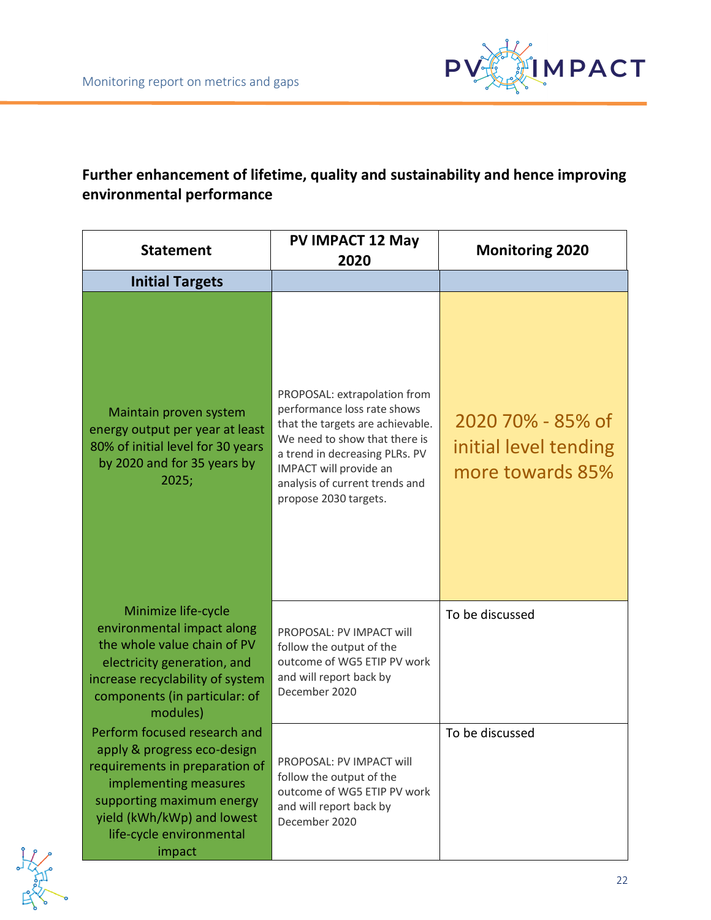**Further enhancement of lifetime, quality and sustainability and hence improving environmental performance**

| Statement | PV IMPACT 12 May 2020 | Monitoring 2020 |
|---|---|---|
| **Initial Targets** | | |
| Maintain proven system energy output per year at least 80% of initial level for 30 years by 2020 and for 35 years by 2025; | PROPOSAL: extrapolation from performance loss rate shows that the targets are achievable. We need to show that there is a trend in decreasing PLRs. PV IMPACT will provide an analysis of current trends and propose 2030 targets. | 2020 70% - 85% of initial level tending more towards 85% |
| Minimize life-cycle environmental impact along the whole value chain of PV electricity generation, and increase recyclability of system components (in particular: of modules) | PROPOSAL: PV IMPACT will follow the output of the outcome of WG5 ETIP PV work and will report back by December 2020 | To be discussed |
| Perform focused research and apply & progress eco-design requirements in preparation of implementing measures supporting maximum energy yield (kWh/kWp) and lowest life-cycle environmental impact | PROPOSAL: PV IMPACT will follow the output of the outcome of WG5 ETIP PV work and will report back by December 2020 | To be discussed |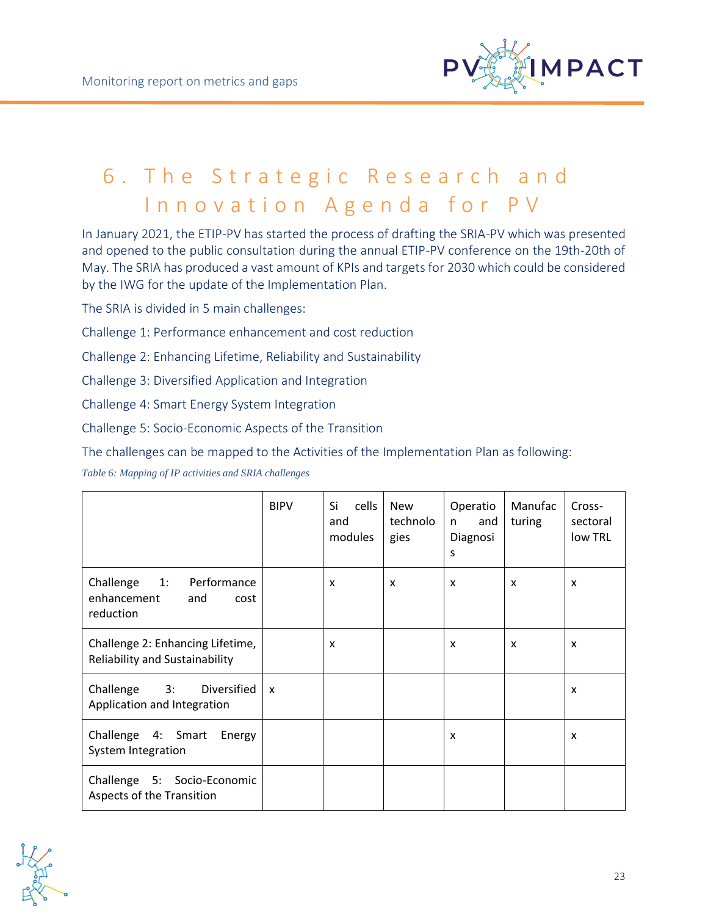# 6. The Strategic Research and Innovation Agenda for PV

In January 2021, the ETIP-PV has started the process of drafting the SRIA-PV which was presented and opened to the public consultation during the annual ETIP-PV conference on the 19th-20th of May. The SRIA has produced a vast amount of KPIs and targets for 2030 which could be considered by the IWG for the update of the Implementation Plan.

The SRIA is divided in 5 main challenges:

Challenge 1: Performance enhancement and cost reduction

Challenge 2: Enhancing Lifetime, Reliability and Sustainability

Challenge 3: Diversified Application and Integration

Challenge 4: Smart Energy System Integration

Challenge 5: Socio-Economic Aspects of the Transition

The challenges can be mapped to the Activities of the Implementation Plan as following:

*Table 6: Mapping of IP activities and SRIA challenges*

| | BIPV | Si cells and modules | New technologies | Operation and Diagnosis | Manufacturing | Cross-sectoral low TRL |
|---|---|---|---|---|---|---|
| Challenge 1: Performance enhancement and cost reduction | | x | x | x | x | x |
| Challenge 2: Enhancing Lifetime, Reliability and Sustainability | | x | | x | x | x |
| Challenge 3: Diversified Application and Integration | x | | | | | x |
| Challenge 4: Smart Energy System Integration | | | | x | | x |
| Challenge 5: Socio-Economic Aspects of the Transition | | | | | | |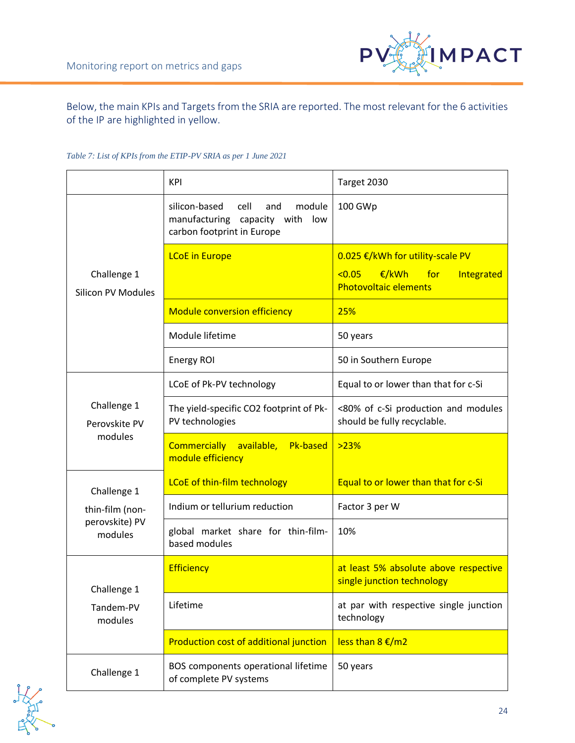Below, the main KPIs and Targets from the SRIA are reported. The most relevant for the 6 activities of the IP are highlighted in yellow.

*Table 7: List of KPIs from the ETIP-PV SRIA as per 1 June 2021*

| | KPI | Target 2030 |
|---|---|---|
| Challenge 1 Silicon PV Modules | silicon-based cell and module manufacturing capacity with low carbon footprint in Europe | 100 GWp |
| | LCoE in Europe | 0.025 €/kWh for utility-scale PV <br> <0.05 €/kWh for Integrated Photovoltaic elements |
| | Module conversion efficiency | 25% |
| | Module lifetime | 50 years |
| | Energy ROI | 50 in Southern Europe |
| Challenge 1 Perovskite PV modules | LCoE of Pk-PV technology | Equal to or lower than that for c-Si |
| | The yield-specific $CO_2$ footprint of Pk-PV technologies | <80% of c-Si production and modules should be fully recyclable. |
| | Commercially available, Pk-based module efficiency | >23% |
| Challenge 1 thin-film (non-perovskite) PV modules | LCoE of thin-film technology | Equal to or lower than that for c-Si |
| | Indium or tellurium reduction | Factor 3 per W |
| | global market share for thin-film-based modules | 10% |
| Challenge 1 Tandem-PV modules | Efficiency | at least 5% absolute above respective single junction technology |
| | Lifetime | at par with respective single junction technology |
| | Production cost of additional junction | less than 8 €/m2 |
| Challenge 1 | BOS components operational lifetime of complete PV systems | 50 years |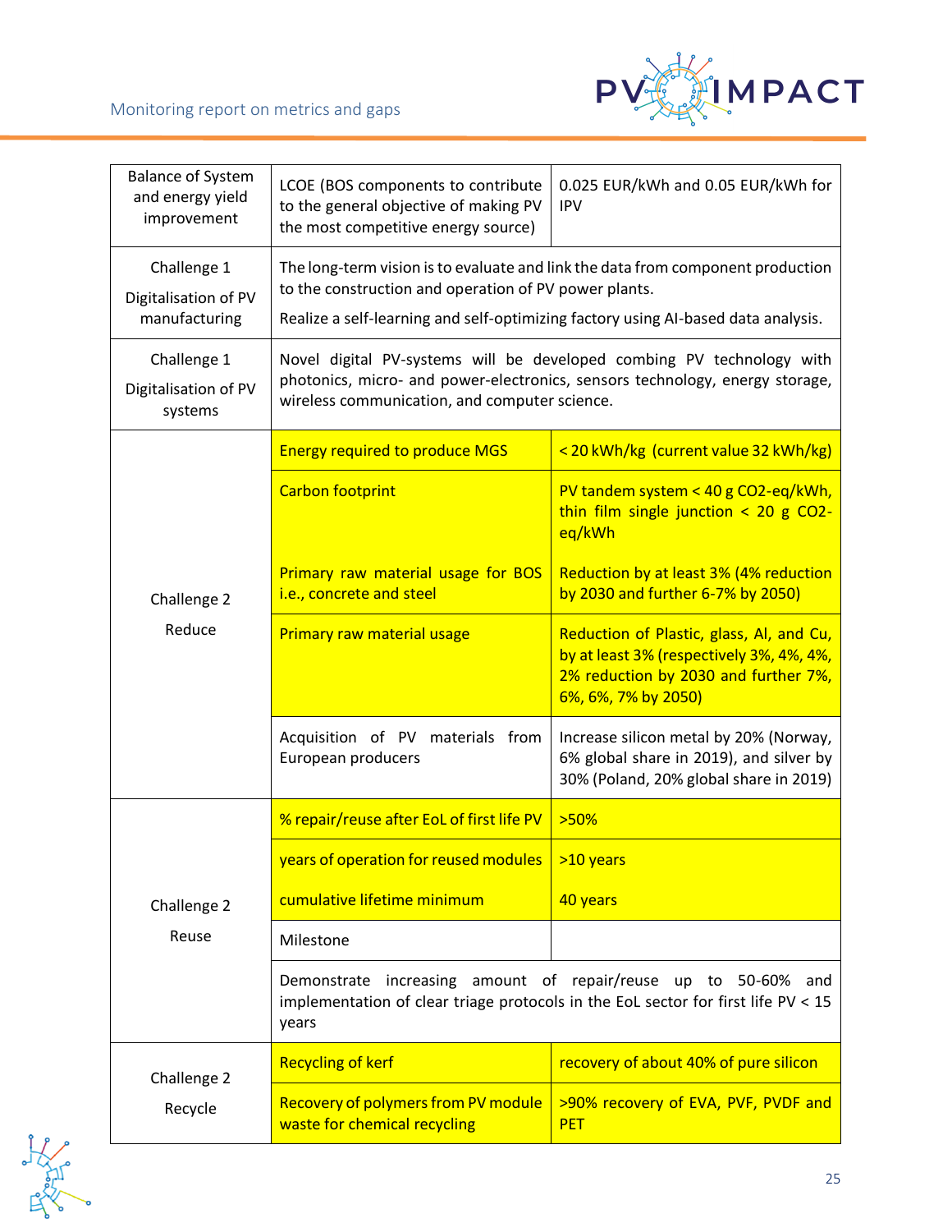| Balance of System and energy yield improvement | LCOE (BOS components to contribute to the general objective of making PV the most competitive energy source) | 0.025 EUR/kWh and 0.05 EUR/kWh for IPV |
|---|---|---|
| Challenge 1 Digitalisation of PV manufacturing | The long-term vision is to evaluate and link the data from component production to the construction and operation of PV power plants. Realize a self-learning and self-optimizing factory using AI-based data analysis. | |
| Challenge 1 Digitalisation of PV systems | Novel digital PV-systems will be developed combing PV technology with photonics, micro- and power-electronics, sensors technology, energy storage, wireless communication, and computer science. | |
| Challenge 2 Reduce | Energy required to produce MGS | < 20 kWh/kg (current value 32 kWh/kg) |
| | Carbon footprint | PV tandem system < 40 g $CO_2$-eq/kWh, thin film single junction < 20 g $CO_2$-eq/kWh |
| | Primary raw material usage for BOS i.e., concrete and steel | Reduction by at least 3% (4% reduction by 2030 and further 6-7% by 2050) |
| | Primary raw material usage | Reduction of Plastic, glass, Al, and Cu, by at least 3% (respectively 3%, 4%, 4%, 2% reduction by 2030 and further 7%, 6%, 6%, 7% by 2050) |
| | Acquisition of PV materials from European producers | Increase silicon metal by 20% (Norway, 6% global share in 2019), and silver by 30% (Poland, 20% global share in 2019) |
| Challenge 2 Reuse | % repair/reuse after EoL of first life PV | >50% |
| | years of operation for reused modules | >10 years |
| | cumulative lifetime minimum | 40 years |
| | Milestone | |
| | Demonstrate increasing amount of repair/reuse up to 50-60% and implementation of clear triage protocols in the EoL sector for first life PV < 15 years | |
| Challenge 2 Recycle | Recycling of kerf | recovery of about 40% of pure silicon |
| | Recovery of polymers from PV module waste for chemical recycling | >90% recovery of EVA, PVF, PVDF and PET |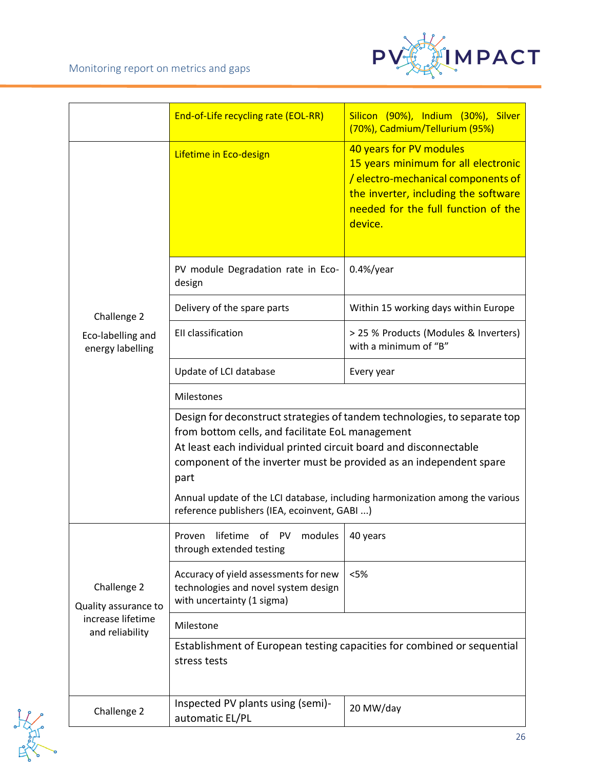| | | |
|---|---|---|
| | End-of-Life recycling rate (EOL-RR) | Silicon (90%), Indium (30%), Silver (70%), Cadmium/Tellurium (95%) |
| Challenge 2<br>Eco-labelling and energy labelling | Lifetime in Eco-design | 40 years for PV modules<br>15 years minimum for all electronic / electro-mechanical components of the inverter, including the software needed for the full function of the device. |
| | PV module Degradation rate in Eco-design | 0.4%/year |
| | Delivery of the spare parts | Within 15 working days within Europe |
| | EII classification | > 25 % Products (Modules & Inverters) with a minimum of "B" |
| | Update of LCI database | Every year |
| | Milestones | |
| | Design for deconstruct strategies of tandem technologies, to separate top from bottom cells, and facilitate EoL management<br>At least each individual printed circuit board and disconnectable component of the inverter must be provided as an independent spare part<br>Annual update of the LCI database, including harmonization among the various reference publishers (IEA, ecoinvent, GABI ...) | |
| Challenge 2<br>Quality assurance to increase lifetime and reliability | Proven lifetime of PV modules through extended testing | 40 years |
| | Accuracy of yield assessments for new technologies and novel system design with uncertainty (1 sigma) | <5% |
| | Milestone | |
| | Establishment of European testing capacities for combined or sequential stress tests | |
| Challenge 2 | Inspected PV plants using (semi)-automatic EL/PL | 20 MW/day |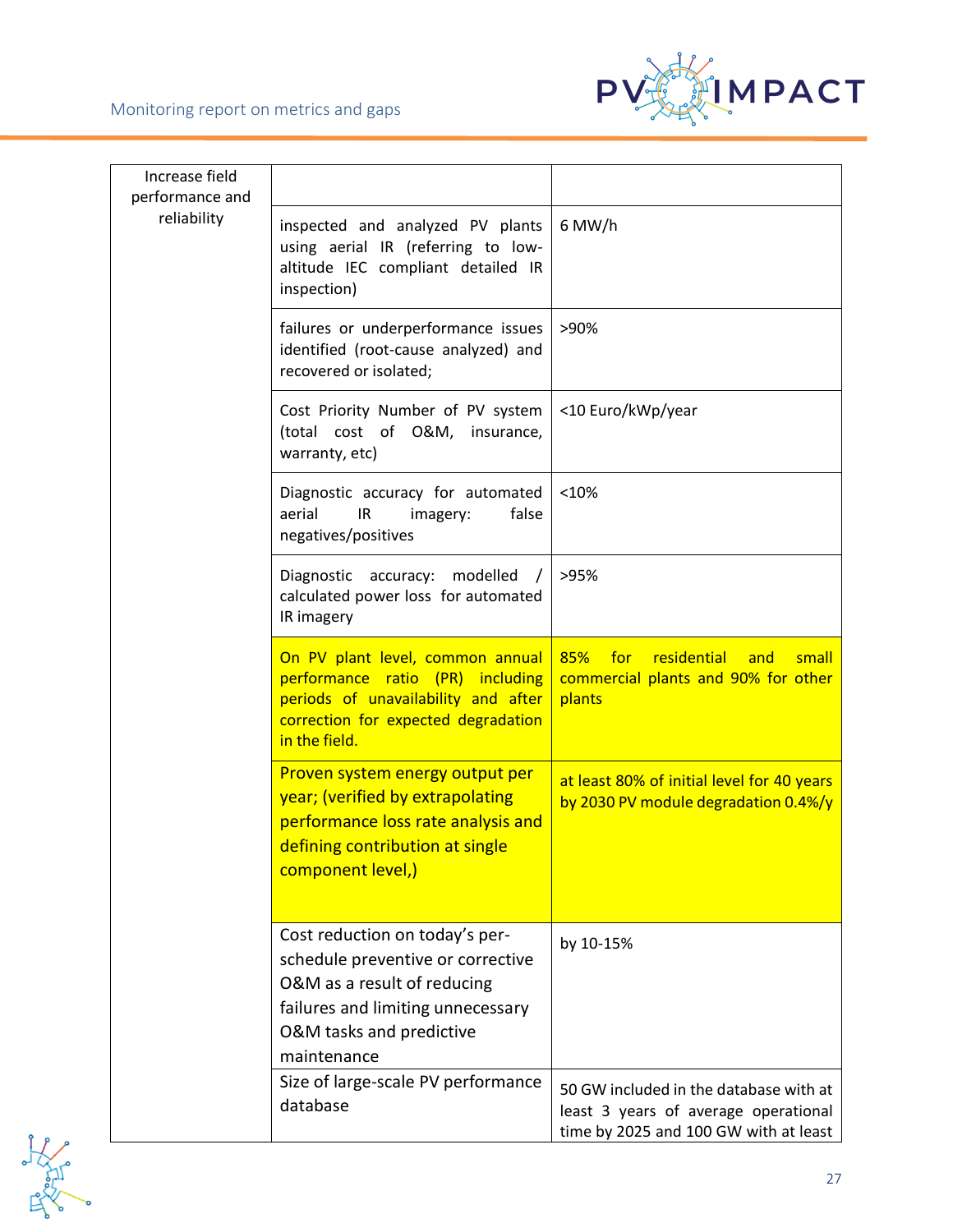| Increase field performance and reliability | | |
|---|---|---|
| | inspected and analyzed PV plants using aerial IR (referring to low-altitude IEC compliant detailed IR inspection) | 6 MW/h |
| | failures or underperformance issues identified (root-cause analyzed) and recovered or isolated; | >90% |
| | Cost Priority Number of PV system (total cost of O&M, insurance, warranty, etc) | <10 Euro/kWp/year |
| | Diagnostic accuracy for automated aerial IR imagery: false negatives/positives | <10% |
| | Diagnostic accuracy: modelled / calculated power loss for automated IR imagery | >95% |
| | On PV plant level, common annual performance ratio (PR) including periods of unavailability and after correction for expected degradation in the field. | 85% for residential and small commercial plants and 90% for other plants |
| | Proven system energy output per year; (verified by extrapolating performance loss rate analysis and defining contribution at single component level,) | at least 80% of initial level for 40 years by 2030 PV module degradation 0.4%/y |
| | Cost reduction on today's per-schedule preventive or corrective O&M as a result of reducing failures and limiting unnecessary O&M tasks and predictive maintenance | by 10-15% |
| | Size of large-scale PV performance database | 50 GW included in the database with at least 3 years of average operational time by 2025 and 100 GW with at least |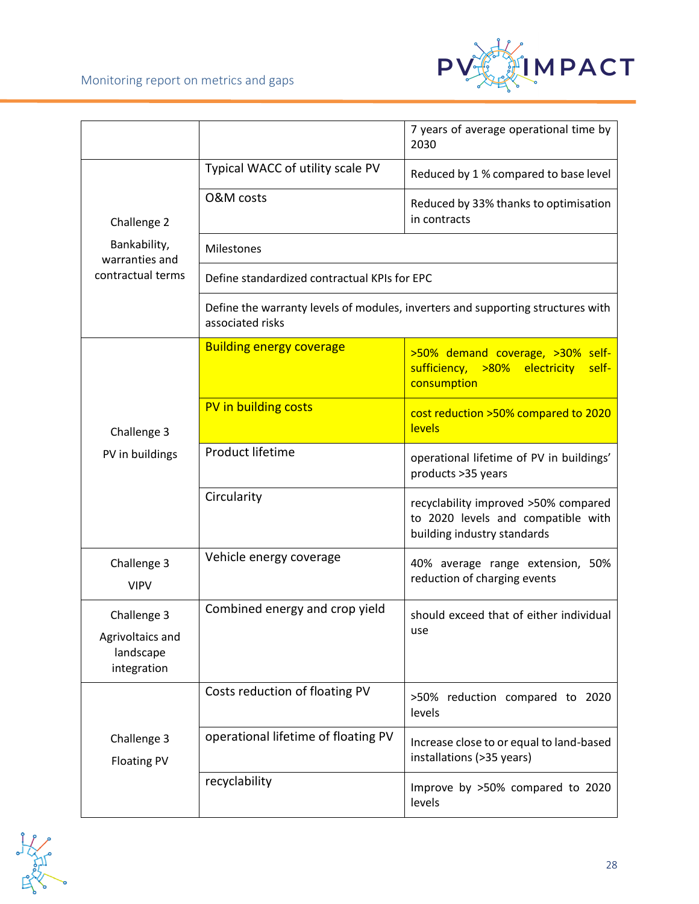| | | |
|---|---|---|
| | | 7 years of average operational time by 2030 |
| Challenge 2<br>Bankability, warranties and contractual terms | Typical WACC of utility scale PV | Reduced by 1 % compared to base level |
| | O&M costs | Reduced by 33% thanks to optimisation in contracts |
| | Milestones | |
| | Define standardized contractual KPIs for EPC | |
| | Define the warranty levels of modules, inverters and supporting structures with associated risks | |
| Challenge 3<br>PV in buildings | Building energy coverage | >50% demand coverage, >30% self-sufficiency, >80% electricity self-consumption |
| | PV in building costs | cost reduction >50% compared to 2020 levels |
| | Product lifetime | operational lifetime of PV in buildings' products >35 years |
| | Circularity | recyclability improved >50% compared to 2020 levels and compatible with building industry standards |
| Challenge 3<br>VIPV | Vehicle energy coverage | 40% average range extension, 50% reduction of charging events |
| Challenge 3<br>Agrivoltaics and landscape integration | Combined energy and crop yield | should exceed that of either individual use |
| Challenge 3<br>Floating PV | Costs reduction of floating PV | >50% reduction compared to 2020 levels |
| | operational lifetime of floating PV | Increase close to or equal to land-based installations (>35 years) |
| | recyclability | Improve by >50% compared to 2020 levels |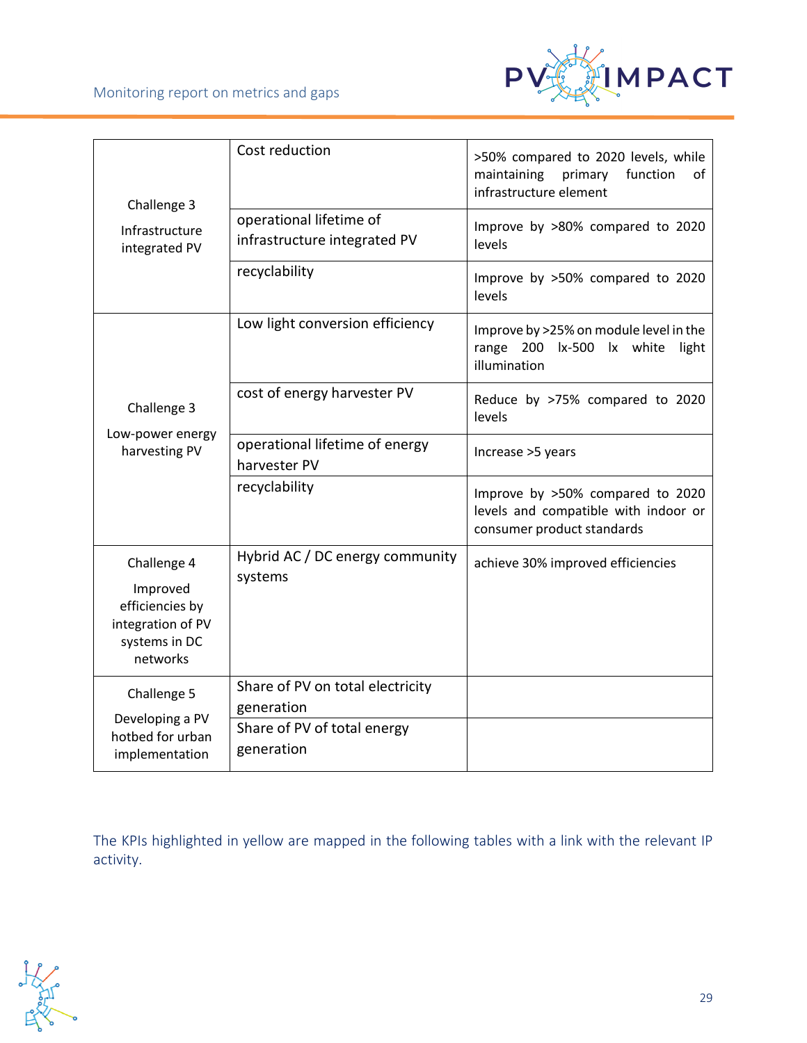| | | |
|---|---|---|
| Challenge 3<br><br>Infrastructure integrated PV | Cost reduction | >50% compared to 2020 levels, while maintaining primary function of infrastructure element |
| | operational lifetime of infrastructure integrated PV | Improve by >80% compared to 2020 levels |
| | recyclability | Improve by >50% compared to 2020 levels |
| Challenge 3<br><br>Low-power energy harvesting PV | Low light conversion efficiency | Improve by >25% on module level in the range 200 lx-500 lx white light illumination |
| | cost of energy harvester PV | Reduce by >75% compared to 2020 levels |
| | operational lifetime of energy harvester PV | Increase >5 years |
| | recyclability | Improve by >50% compared to 2020 levels and compatible with indoor or consumer product standards |
| Challenge 4<br><br>Improved efficiencies by integration of PV systems in DC networks | Hybrid AC / DC energy community systems | achieve 30% improved efficiencies |
| Challenge 5<br><br>Developing a PV hotbed for urban implementation | Share of PV on total electricity generation | |
| | Share of PV of total energy generation | |

The KPIs highlighted in yellow are mapped in the following tables with a link with the relevant IP activity.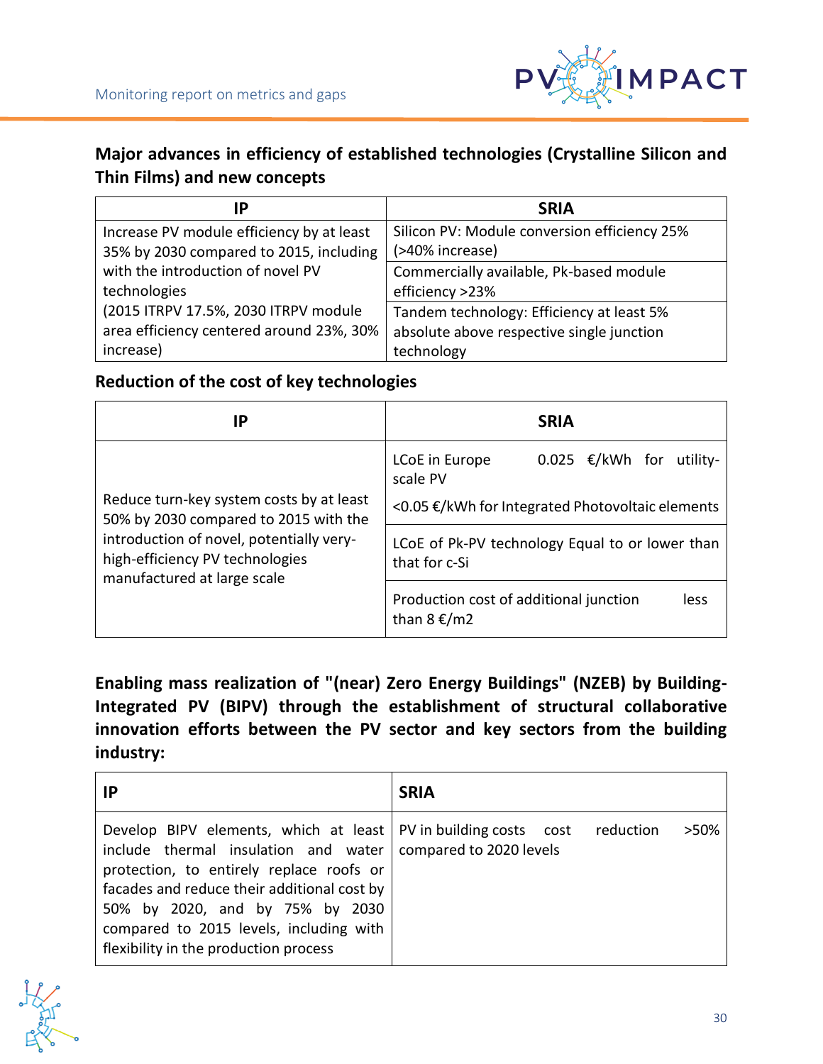**Major advances in efficiency of established technologies (Crystalline Silicon and Thin Films) and new concepts**

| IP | SRIA |
|---|---|
| Increase PV module efficiency by at least 35% by 2030 compared to 2015, including with the introduction of novel PV technologies<br>(2015 ITRPV 17.5%, 2030 ITRPV module area efficiency centered around 23%, 30% increase) | Silicon PV: Module conversion efficiency 25% (>40% increase) |
| | Commercially available, Pk-based module efficiency >23% |
| | Tandem technology: Efficiency at least 5% absolute above respective single junction technology |

**Reduction of the cost of key technologies**

| IP | SRIA |
|---|---|
| Reduce turn-key system costs by at least 50% by 2030 compared to 2015 with the introduction of novel, potentially very-high-efficiency PV technologies manufactured at large scale | LCoE in Europe 0.025 €/kWh for utility-scale PV<br><0.05 €/kWh for Integrated Photovoltaic elements |
| | LCoE of Pk-PV technology Equal to or lower than that for c-Si |
| | Production cost of additional junction less than 8 €/m2 |

**Enabling mass realization of "(near) Zero Energy Buildings" (NZEB) by Building-Integrated PV (BIPV) through the establishment of structural collaborative innovation efforts between the PV sector and key sectors from the building industry:**

| IP | SRIA |
|---|---|
| Develop BIPV elements, which at least include thermal insulation and water protection, to entirely replace roofs or facades and reduce their additional cost by 50% by 2020, and by 75% by 2030 compared to 2015 levels, including with flexibility in the production process | PV in building costs cost reduction >50% compared to 2020 levels |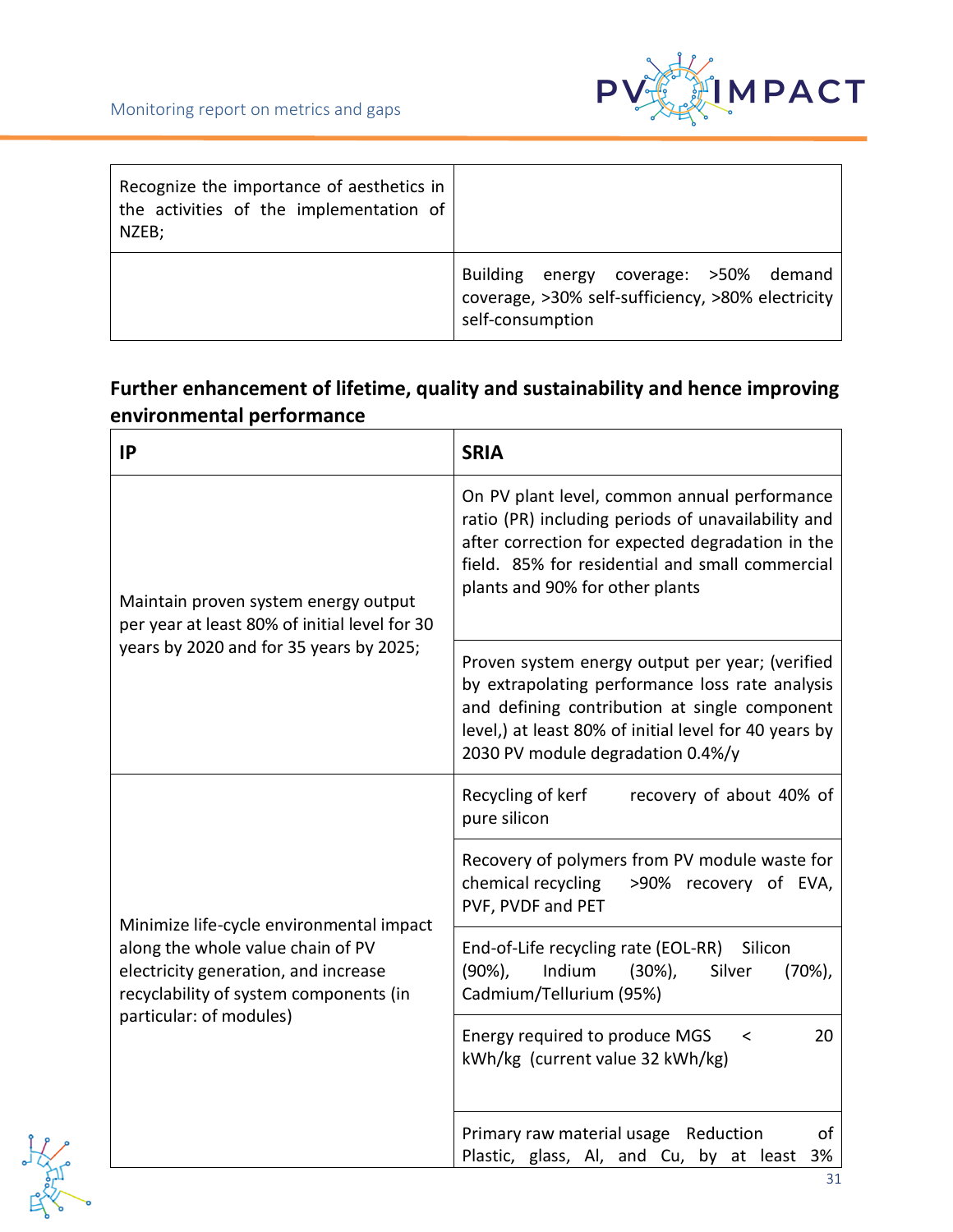| | |
|---|---|
| Recognize the importance of aesthetics in the activities of the implementation of NZEB; | |
| | Building energy coverage: >50% demand coverage, >30% self-sufficiency, >80% electricity self-consumption |

**Further enhancement of lifetime, quality and sustainability and hence improving environmental performance**

| IP | SRIA |
|---|---|
| Maintain proven system energy output per year at least 80% of initial level for 30 years by 2020 and for 35 years by 2025; | On PV plant level, common annual performance ratio (PR) including periods of unavailability and after correction for expected degradation in the field. 85% for residential and small commercial plants and 90% for other plants |
| | Proven system energy output per year; (verified by extrapolating performance loss rate analysis and defining contribution at single component level,) at least 80% of initial level for 40 years by 2030 PV module degradation 0.4%/y |
| Minimize life-cycle environmental impact along the whole value chain of PV electricity generation, and increase recyclability of system components (in particular: of modules) | Recycling of kerf recovery of about 40% of pure silicon |
| | Recovery of polymers from PV module waste for chemical recycling >90% recovery of EVA, PVF, PVDF and PET |
| | End-of-Life recycling rate (EOL-RR) Silicon (90%), Indium (30%), Silver (70%), Cadmium/Tellurium (95%) |
| | Energy required to produce MGS < 20 kWh/kg (current value 32 kWh/kg) |
| | Primary raw material usage Reduction of Plastic, glass, Al, and Cu, by at least 3% |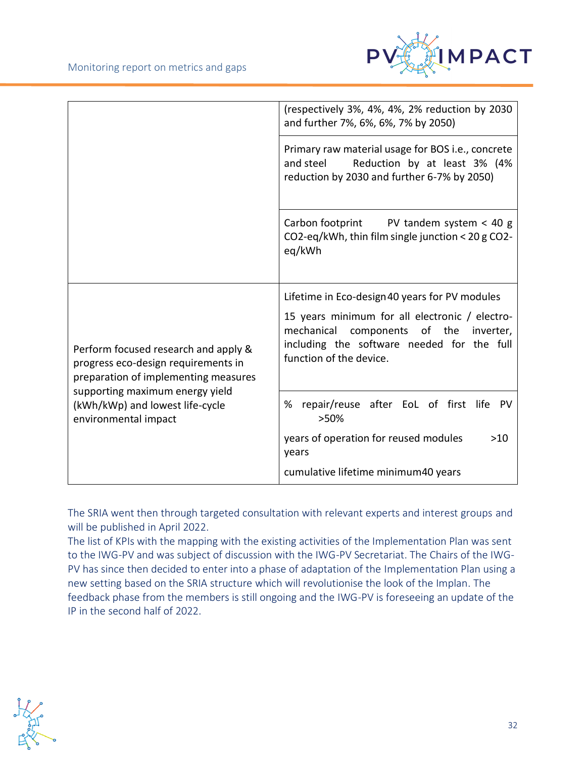| | |
|---|---|
| | (respectively 3%, 4%, 4%, 2% reduction by 2030 and further 7%, 6%, 6%, 7% by 2050) |
| | Primary raw material usage for BOS i.e., concrete and steel Reduction by at least 3% (4% reduction by 2030 and further 6-7% by 2050) |
| | Carbon footprint PV tandem system < 40 g $CO_2$-eq/kWh, thin film single junction < 20 g $CO_2$-eq/kWh |
| Perform focused research and apply & progress eco-design requirements in preparation of implementing measures supporting maximum energy yield (kWh/kWp) and lowest life-cycle environmental impact | Lifetime in Eco-design 40 years for PV modules<br><br>15 years minimum for all electronic / electro-mechanical components of the inverter, including the software needed for the full function of the device. |
| | % repair/reuse after EoL of first life PV >50%<br><br>years of operation for reused modules >10 years<br><br>cumulative lifetime minimum 40 years |

The SRIA went then through targeted consultation with relevant experts and interest groups and will be published in April 2022.
The list of KPIs with the mapping with the existing activities of the Implementation Plan was sent to the IWG-PV and was subject of discussion with the IWG-PV Secretariat. The Chairs of the IWG-PV has since then decided to enter into a phase of adaptation of the Implementation Plan using a new setting based on the SRIA structure which will revolutionise the look of the Implan. The feedback phase from the members is still ongoing and the IWG-PV is foreseeing an update of the IP in the second half of 2022.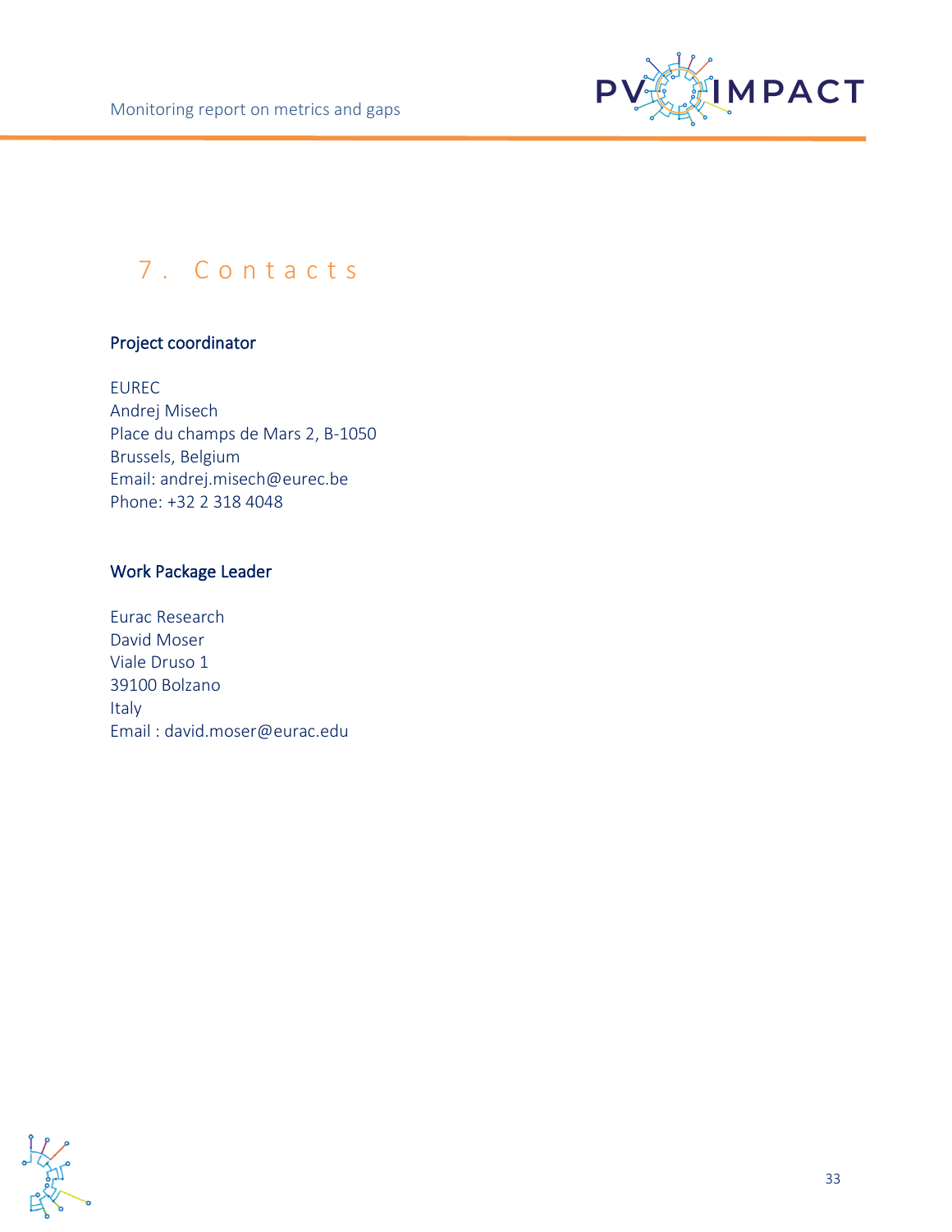# 7. Contacts

**Project coordinator**

EUREC
Andrej Misech
Place du champs de Mars 2, B-1050
Brussels, Belgium
Email: andrej.misech@eurec.be
Phone: +32 2 318 4048

**Work Package Leader**

Eurac Research
David Moser
Viale Druso 1
39100 Bolzano
Italy
Email : david.moser@eurac.edu